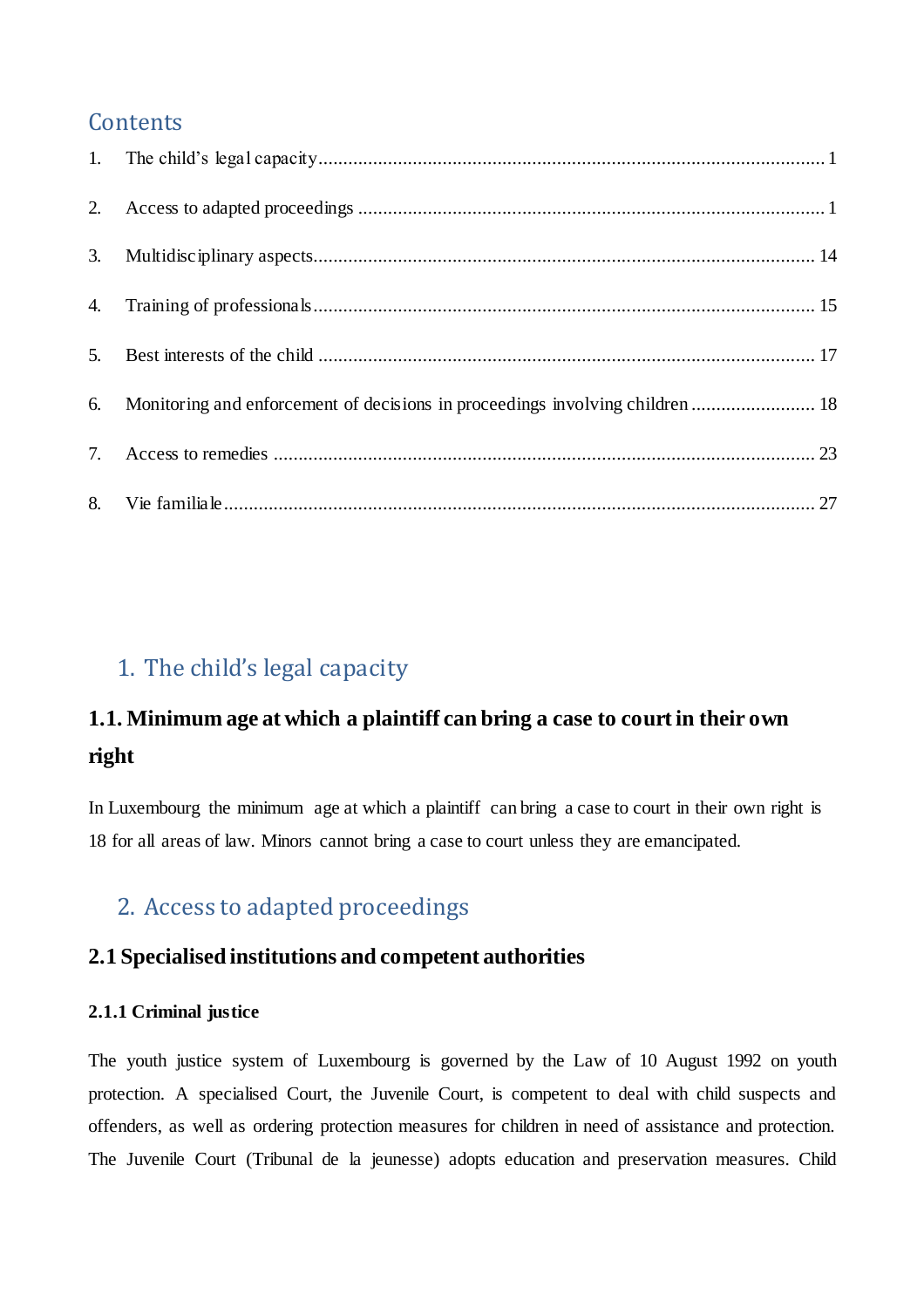# Contents

1. The child's legal capacity ........................................................................................................ 1
2. Access to adapted proceedings ................................................................................................ 1
3. Multidisciplinary aspects........................................................................................................ 14
4. Training of professionals........................................................................................................ 15
5. Best interests of the child ...................................................................................................... 17
6. Monitoring and enforcement of decisions in proceedings involving children ......................... 18
7. Access to remedies ................................................................................................................ 23
8. Vie familiale.......................................................................................................................... 27

## 1. The child's legal capacity

### 1.1. Minimum age at which a plaintiff can bring a case to court in their own right

In Luxembourg the minimum age at which a plaintiff can bring a case to court in their own right is 18 for all areas of law. Minors cannot bring a case to court unless they are emancipated.

## 2. Access to adapted proceedings

### 2.1 Specialised institutions and competent authorities

#### 2.1.1 Criminal justice

The youth justice system of Luxembourg is governed by the Law of 10 August 1992 on youth protection. A specialised Court, the Juvenile Court, is competent to deal with child suspects and offenders, as well as ordering protection measures for children in need of assistance and protection. The Juvenile Court (Tribunal de la jeunesse) adopts education and preservation measures. Child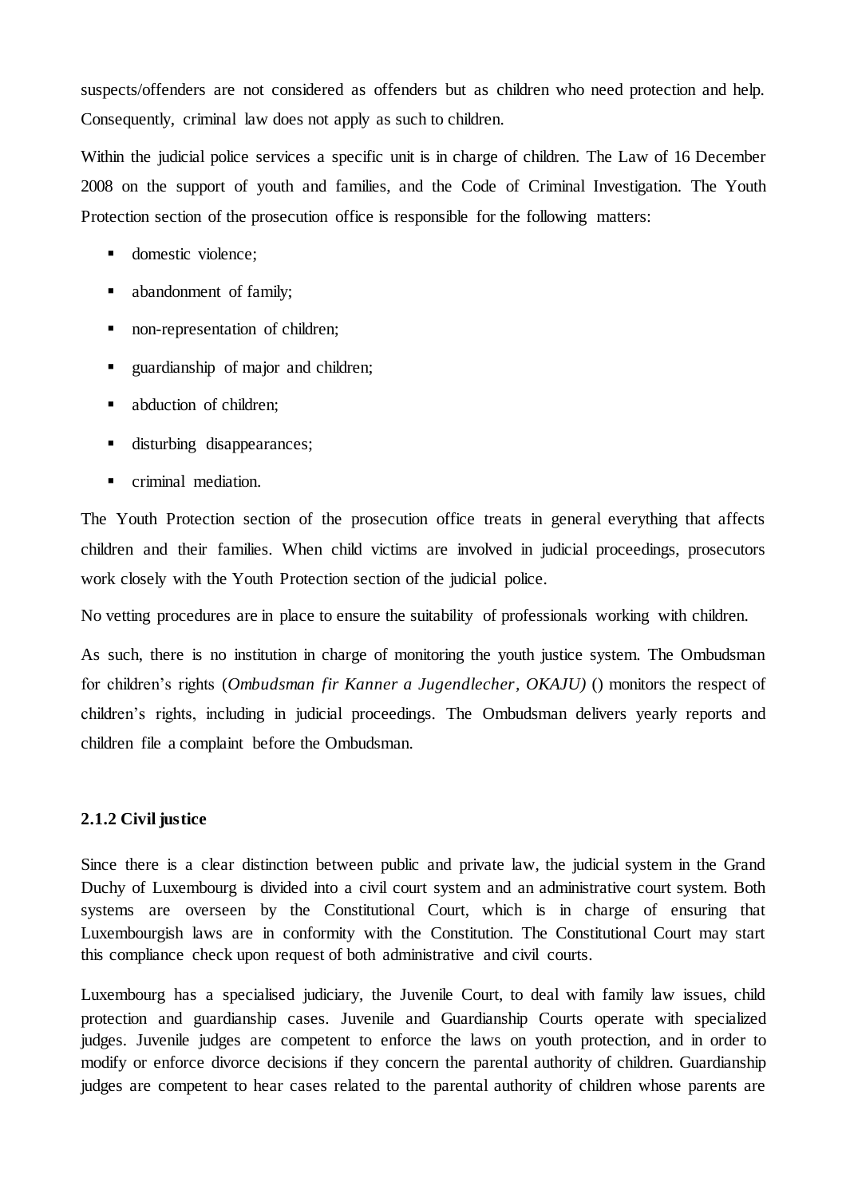suspects/offenders are not considered as offenders but as children who need protection and help. Consequently, criminal law does not apply as such to children.

Within the judicial police services a specific unit is in charge of children. The Law of 16 December 2008 on the support of youth and families, and the Code of Criminal Investigation. The Youth Protection section of the prosecution office is responsible for the following matters:

- domestic violence;
- abandonment of family;
- non-representation of children;
- guardianship of major and children;
- abduction of children;
- disturbing disappearances;
- criminal mediation.

The Youth Protection section of the prosecution office treats in general everything that affects children and their families. When child victims are involved in judicial proceedings, prosecutors work closely with the Youth Protection section of the judicial police.

No vetting procedures are in place to ensure the suitability of professionals working with children.

As such, there is no institution in charge of monitoring the youth justice system. The Ombudsman for children's rights (*Ombudsman fir Kanner a Jugendlecher, OKAJU)* () monitors the respect of children's rights, including in judicial proceedings. The Ombudsman delivers yearly reports and children file a complaint before the Ombudsman.

### 2.1.2 Civil justice

Since there is a clear distinction between public and private law, the judicial system in the Grand Duchy of Luxembourg is divided into a civil court system and an administrative court system. Both systems are overseen by the Constitutional Court, which is in charge of ensuring that Luxembourgish laws are in conformity with the Constitution. The Constitutional Court may start this compliance check upon request of both administrative and civil courts.

Luxembourg has a specialised judiciary, the Juvenile Court, to deal with family law issues, child protection and guardianship cases. Juvenile and Guardianship Courts operate with specialized judges. Juvenile judges are competent to enforce the laws on youth protection, and in order to modify or enforce divorce decisions if they concern the parental authority of children. Guardianship judges are competent to hear cases related to the parental authority of children whose parents are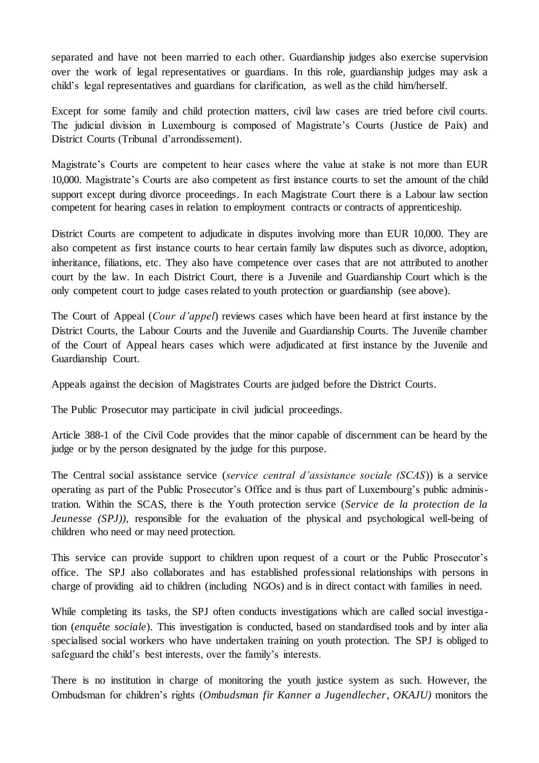separated and have not been married to each other. Guardianship judges also exercise supervision over the work of legal representatives or guardians. In this role, guardianship judges may ask a child's legal representatives and guardians for clarification, as well as the child him/herself.

Except for some family and child protection matters, civil law cases are tried before civil courts. The judicial division in Luxembourg is composed of Magistrate's Courts (Justice de Paix) and District Courts (Tribunal d'arrondissement).

Magistrate's Courts are competent to hear cases where the value at stake is not more than EUR 10,000. Magistrate's Courts are also competent as first instance courts to set the amount of the child support except during divorce proceedings. In each Magistrate Court there is a Labour law section competent for hearing cases in relation to employment contracts or contracts of apprenticeship.

District Courts are competent to adjudicate in disputes involving more than EUR 10,000. They are also competent as first instance courts to hear certain family law disputes such as divorce, adoption, inheritance, filiations, etc. They also have competence over cases that are not attributed to another court by the law. In each District Court, there is a Juvenile and Guardianship Court which is the only competent court to judge cases related to youth protection or guardianship (see above).

The Court of Appeal (*Cour d'appel*) reviews cases which have been heard at first instance by the District Courts, the Labour Courts and the Juvenile and Guardianship Courts. The Juvenile chamber of the Court of Appeal hears cases which were adjudicated at first instance by the Juvenile and Guardianship Court.

Appeals against the decision of Magistrates Courts are judged before the District Courts.

The Public Prosecutor may participate in civil judicial proceedings.

Article 388-1 of the Civil Code provides that the minor capable of discernment can be heard by the judge or by the person designated by the judge for this purpose.

The Central social assistance service (*service central d'assistance sociale (SCAS*)) is a service operating as part of the Public Prosecutor's Office and is thus part of Luxembourg's public administration. Within the SCAS, there is the Youth protection service (*Service de la protection de la Jeunesse (SPJ)),* responsible for the evaluation of the physical and psychological well-being of children who need or may need protection.

This service can provide support to children upon request of a court or the Public Prosecutor's office. The SPJ also collaborates and has established professional relationships with persons in charge of providing aid to children (including NGOs) and is in direct contact with families in need.

While completing its tasks, the SPJ often conducts investigations which are called social investigation (*enquête sociale*). This investigation is conducted, based on standardised tools and by inter alia specialised social workers who have undertaken training on youth protection. The SPJ is obliged to safeguard the child's best interests, over the family's interests.

There is no institution in charge of monitoring the youth justice system as such. However, the Ombudsman for children's rights (*Ombudsman fir Kanner a Jugendlecher, OKAJU)* monitors the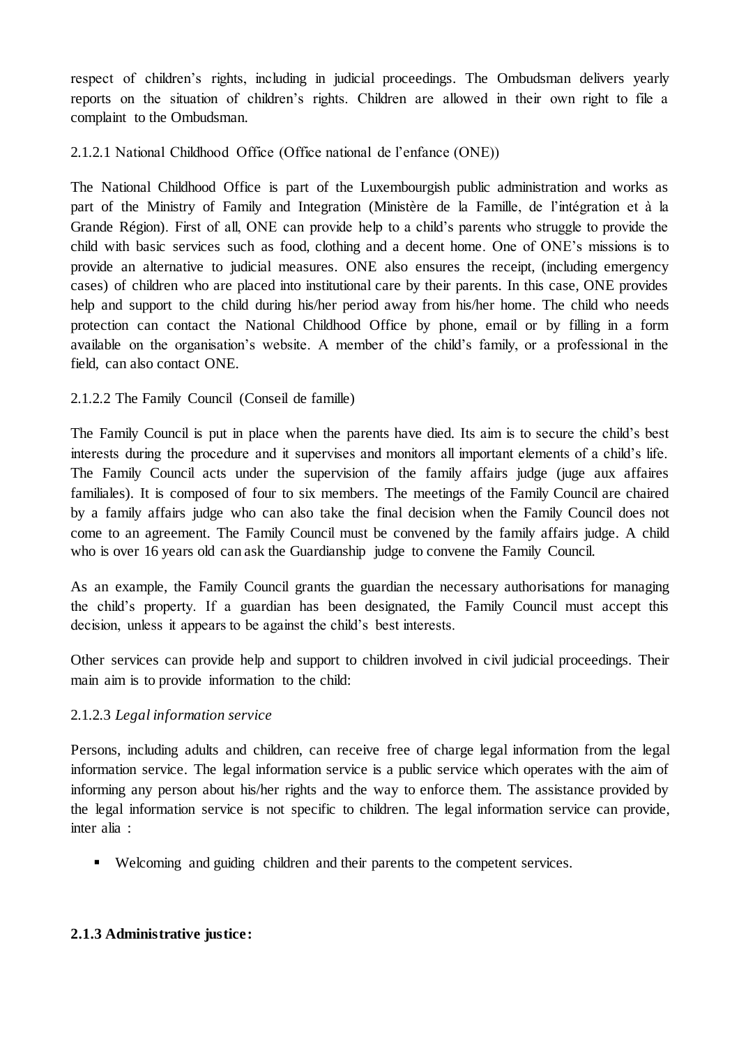respect of children's rights, including in judicial proceedings. The Ombudsman delivers yearly reports on the situation of children's rights. Children are allowed in their own right to file a complaint to the Ombudsman.

2.1.2.1 National Childhood Office (Office national de l'enfance (ONE))

The National Childhood Office is part of the Luxembourgish public administration and works as part of the Ministry of Family and Integration (Ministère de la Famille, de l'intégration et à la Grande Région). First of all, ONE can provide help to a child's parents who struggle to provide the child with basic services such as food, clothing and a decent home. One of ONE's missions is to provide an alternative to judicial measures. ONE also ensures the receipt, (including emergency cases) of children who are placed into institutional care by their parents. In this case, ONE provides help and support to the child during his/her period away from his/her home. The child who needs protection can contact the National Childhood Office by phone, email or by filling in a form available on the organisation's website. A member of the child's family, or a professional in the field, can also contact ONE.

2.1.2.2 The Family Council (Conseil de famille)

The Family Council is put in place when the parents have died. Its aim is to secure the child's best interests during the procedure and it supervises and monitors all important elements of a child's life. The Family Council acts under the supervision of the family affairs judge (juge aux affaires familiales). It is composed of four to six members. The meetings of the Family Council are chaired by a family affairs judge who can also take the final decision when the Family Council does not come to an agreement. The Family Council must be convened by the family affairs judge. A child who is over 16 years old can ask the Guardianship judge to convene the Family Council.

As an example, the Family Council grants the guardian the necessary authorisations for managing the child's property. If a guardian has been designated, the Family Council must accept this decision, unless it appears to be against the child's best interests.

Other services can provide help and support to children involved in civil judicial proceedings. Their main aim is to provide information to the child:

2.1.2.3 *Legal information service*

Persons, including adults and children, can receive free of charge legal information from the legal information service. The legal information service is a public service which operates with the aim of informing any person about his/her rights and the way to enforce them. The assistance provided by the legal information service is not specific to children. The legal information service can provide, inter alia :

- Welcoming and guiding children and their parents to the competent services.

**2.1.3 Administrative justice:**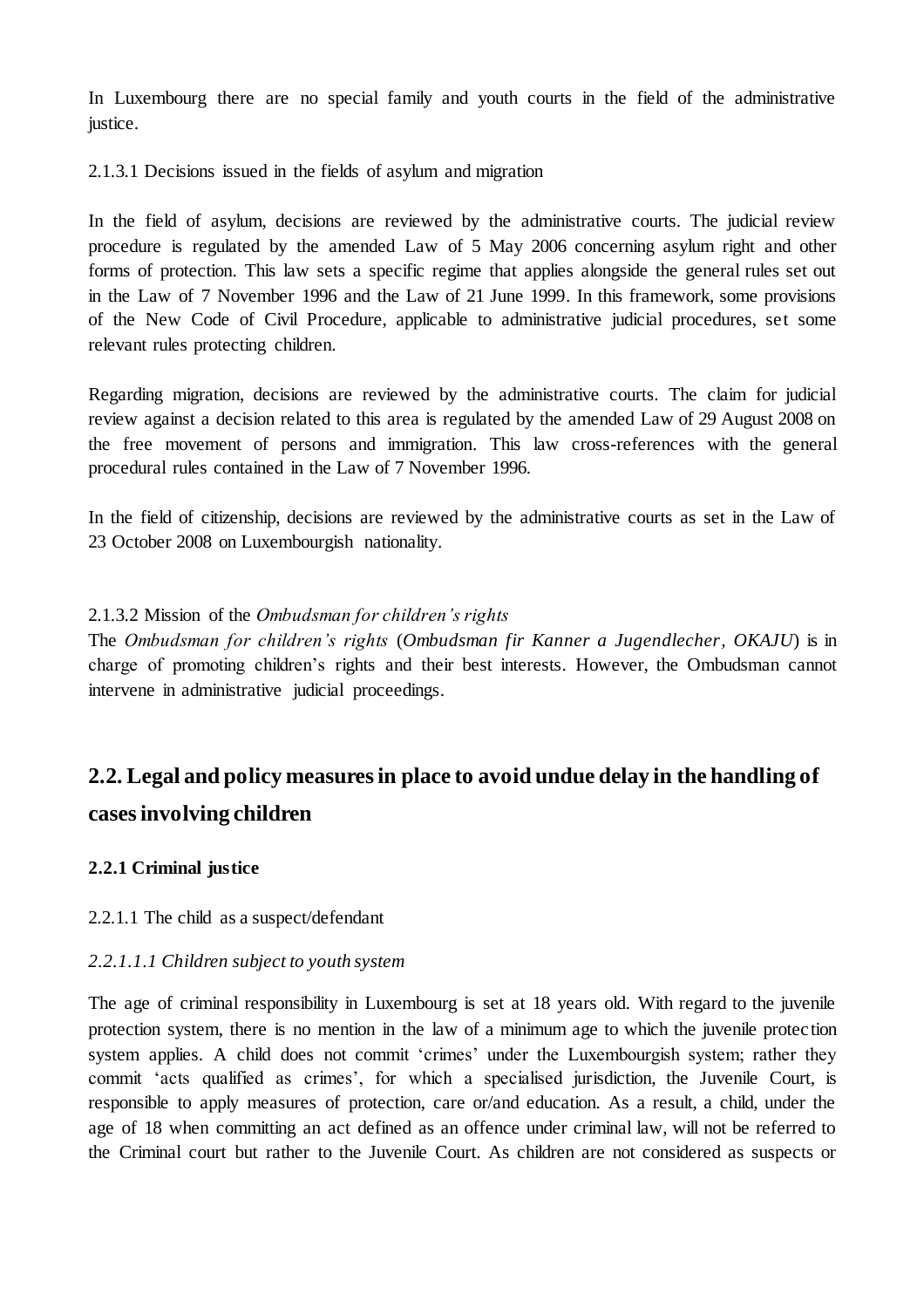In Luxembourg there are no special family and youth courts in the field of the administrative justice.

2.1.3.1 Decisions issued in the fields of asylum and migration

In the field of asylum, decisions are reviewed by the administrative courts. The judicial review procedure is regulated by the amended Law of 5 May 2006 concerning asylum right and other forms of protection. This law sets a specific regime that applies alongside the general rules set out in the Law of 7 November 1996 and the Law of 21 June 1999. In this framework, some provisions of the New Code of Civil Procedure, applicable to administrative judicial procedures, set some relevant rules protecting children.

Regarding migration, decisions are reviewed by the administrative courts. The claim for judicial review against a decision related to this area is regulated by the amended Law of 29 August 2008 on the free movement of persons and immigration. This law cross-references with the general procedural rules contained in the Law of 7 November 1996.

In the field of citizenship, decisions are reviewed by the administrative courts as set in the Law of 23 October 2008 on Luxembourgish nationality.

2.1.3.2 Mission of the *Ombudsman for children's rights*

The *Ombudsman for children's rights* (*Ombudsman fir Kanner a Jugendlecher*, *OKAJU*) is in charge of promoting children's rights and their best interests. However, the Ombudsman cannot intervene in administrative judicial proceedings.

## 2.2. Legal and policy measures in place to avoid undue delay in the handling of cases involving children

### 2.2.1 Criminal justice

2.2.1.1 The child as a suspect/defendant

*2.2.1.1.1 Children subject to youth system*

The age of criminal responsibility in Luxembourg is set at 18 years old. With regard to the juvenile protection system, there is no mention in the law of a minimum age to which the juvenile protection system applies. A child does not commit 'crimes' under the Luxembourgish system; rather they commit 'acts qualified as crimes', for which a specialised jurisdiction, the Juvenile Court, is responsible to apply measures of protection, care or/and education. As a result, a child, under the age of 18 when committing an act defined as an offence under criminal law, will not be referred to the Criminal court but rather to the Juvenile Court. As children are not considered as suspects or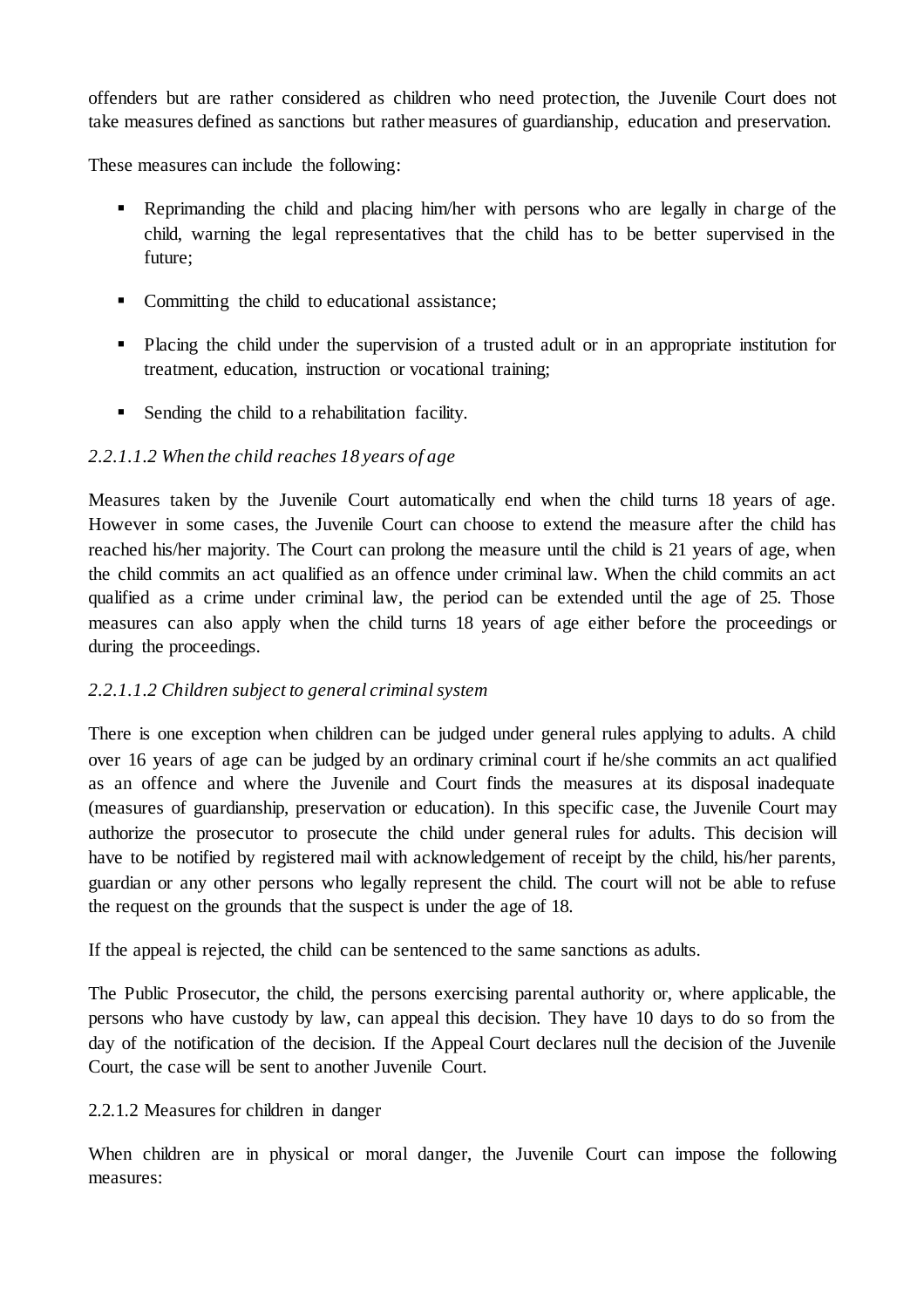offenders but are rather considered as children who need protection, the Juvenile Court does not take measures defined as sanctions but rather measures of guardianship, education and preservation.

These measures can include the following:

- Reprimanding the child and placing him/her with persons who are legally in charge of the child, warning the legal representatives that the child has to be better supervised in the future;
- Committing the child to educational assistance;
- Placing the child under the supervision of a trusted adult or in an appropriate institution for treatment, education, instruction or vocational training;
- Sending the child to a rehabilitation facility.

*2.2.1.1.2 When the child reaches 18 years of age*

Measures taken by the Juvenile Court automatically end when the child turns 18 years of age. However in some cases, the Juvenile Court can choose to extend the measure after the child has reached his/her majority. The Court can prolong the measure until the child is 21 years of age, when the child commits an act qualified as an offence under criminal law. When the child commits an act qualified as a crime under criminal law, the period can be extended until the age of 25. Those measures can also apply when the child turns 18 years of age either before the proceedings or during the proceedings.

*2.2.1.1.2 Children subject to general criminal system*

There is one exception when children can be judged under general rules applying to adults. A child over 16 years of age can be judged by an ordinary criminal court if he/she commits an act qualified as an offence and where the Juvenile and Court finds the measures at its disposal inadequate (measures of guardianship, preservation or education). In this specific case, the Juvenile Court may authorize the prosecutor to prosecute the child under general rules for adults. This decision will have to be notified by registered mail with acknowledgement of receipt by the child, his/her parents, guardian or any other persons who legally represent the child. The court will not be able to refuse the request on the grounds that the suspect is under the age of 18.

If the appeal is rejected, the child can be sentenced to the same sanctions as adults.

The Public Prosecutor, the child, the persons exercising parental authority or, where applicable, the persons who have custody by law, can appeal this decision. They have 10 days to do so from the day of the notification of the decision. If the Appeal Court declares null the decision of the Juvenile Court, the case will be sent to another Juvenile Court.

2.2.1.2 Measures for children in danger

When children are in physical or moral danger, the Juvenile Court can impose the following measures: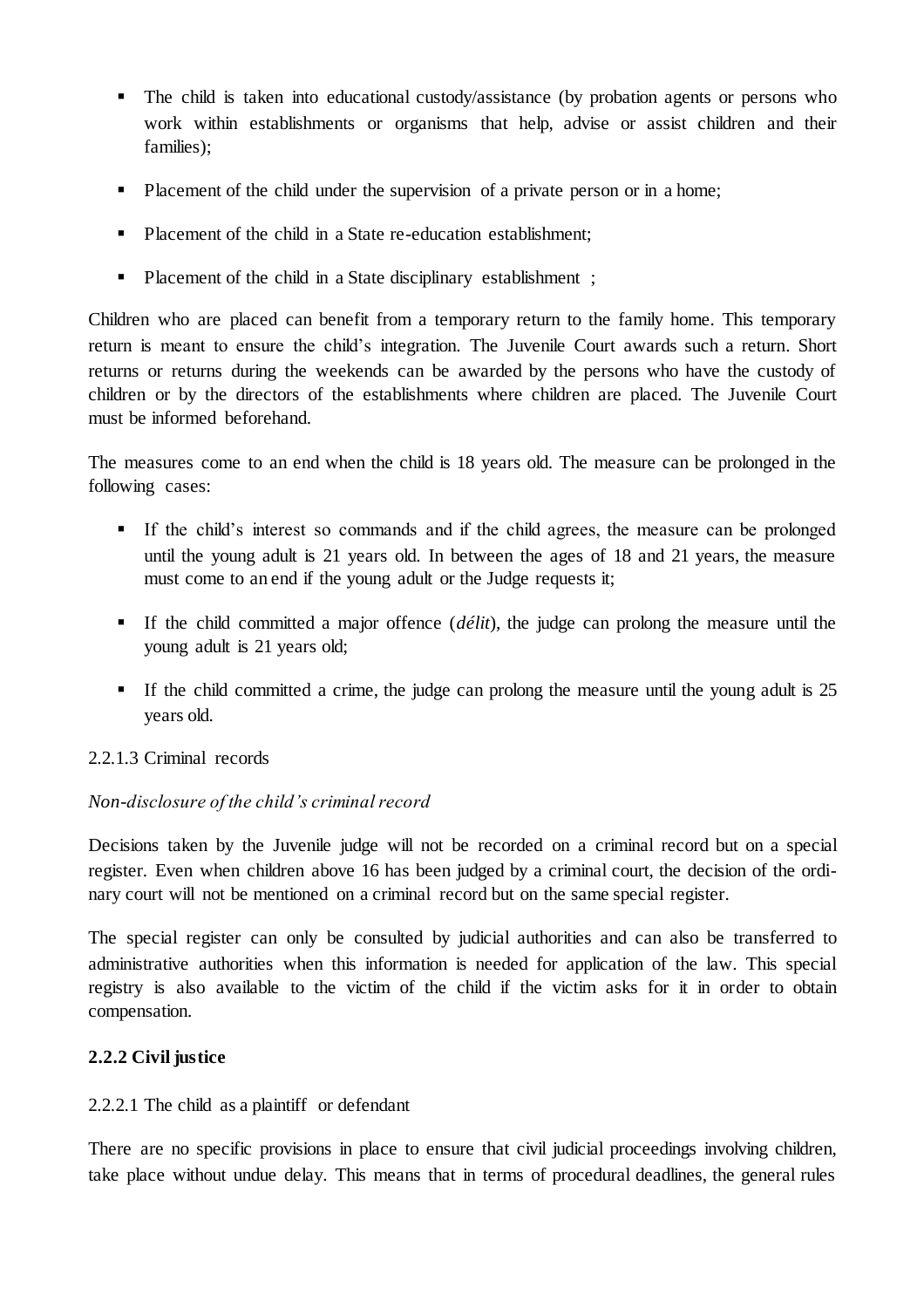- The child is taken into educational custody/assistance (by probation agents or persons who work within establishments or organisms that help, advise or assist children and their families);
- Placement of the child under the supervision of a private person or in a home;
- Placement of the child in a State re-education establishment;
- Placement of the child in a State disciplinary establishment ;

Children who are placed can benefit from a temporary return to the family home. This temporary return is meant to ensure the child's integration. The Juvenile Court awards such a return. Short returns or returns during the weekends can be awarded by the persons who have the custody of children or by the directors of the establishments where children are placed. The Juvenile Court must be informed beforehand.

The measures come to an end when the child is 18 years old. The measure can be prolonged in the following cases:

- If the child's interest so commands and if the child agrees, the measure can be prolonged until the young adult is 21 years old. In between the ages of 18 and 21 years, the measure must come to an end if the young adult or the Judge requests it;
- If the child committed a major offence (*délit*), the judge can prolong the measure until the young adult is 21 years old;
- If the child committed a crime, the judge can prolong the measure until the young adult is 25 years old.

2.2.1.3 Criminal records

*Non-disclosure of the child's criminal record*

Decisions taken by the Juvenile judge will not be recorded on a criminal record but on a special register. Even when children above 16 has been judged by a criminal court, the decision of the ordinary court will not be mentioned on a criminal record but on the same special register.

The special register can only be consulted by judicial authorities and can also be transferred to administrative authorities when this information is needed for application of the law. This special registry is also available to the victim of the child if the victim asks for it in order to obtain compensation.

**2.2.2 Civil justice**

2.2.2.1 The child as a plaintiff or defendant

There are no specific provisions in place to ensure that civil judicial proceedings involving children, take place without undue delay. This means that in terms of procedural deadlines, the general rules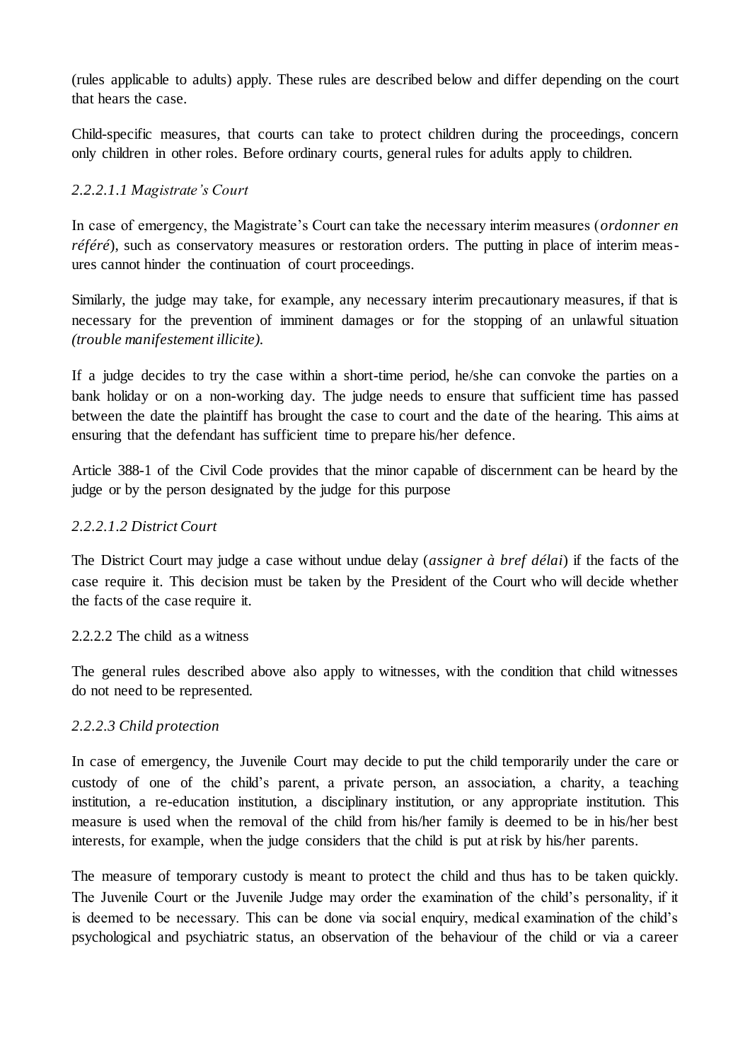(rules applicable to adults) apply. These rules are described below and differ depending on the court that hears the case.

Child-specific measures, that courts can take to protect children during the proceedings, concern only children in other roles. Before ordinary courts, general rules for adults apply to children.

#### *2.2.2.1.1 Magistrate's Court*

In case of emergency, the Magistrate's Court can take the necessary interim measures (*ordonner en référé*), such as conservatory measures or restoration orders. The putting in place of interim measures cannot hinder the continuation of court proceedings.

Similarly, the judge may take, for example, any necessary interim precautionary measures, if that is necessary for the prevention of imminent damages or for the stopping of an unlawful situation *(trouble manifestement illicite).*

If a judge decides to try the case within a short-time period, he/she can convoke the parties on a bank holiday or on a non-working day. The judge needs to ensure that sufficient time has passed between the date the plaintiff has brought the case to court and the date of the hearing. This aims at ensuring that the defendant has sufficient time to prepare his/her defence.

Article 388-1 of the Civil Code provides that the minor capable of discernment can be heard by the judge or by the person designated by the judge for this purpose

#### *2.2.2.1.2 District Court*

The District Court may judge a case without undue delay (*assigner à bref délai*) if the facts of the case require it. This decision must be taken by the President of the Court who will decide whether the facts of the case require it.

### 2.2.2.2 The child as a witness

The general rules described above also apply to witnesses, with the condition that child witnesses do not need to be represented.

### *2.2.2.3 Child protection*

In case of emergency, the Juvenile Court may decide to put the child temporarily under the care or custody of one of the child's parent, a private person, an association, a charity, a teaching institution, a re-education institution, a disciplinary institution, or any appropriate institution. This measure is used when the removal of the child from his/her family is deemed to be in his/her best interests, for example, when the judge considers that the child is put at risk by his/her parents.

The measure of temporary custody is meant to protect the child and thus has to be taken quickly. The Juvenile Court or the Juvenile Judge may order the examination of the child's personality, if it is deemed to be necessary. This can be done via social enquiry, medical examination of the child's psychological and psychiatric status, an observation of the behaviour of the child or via a career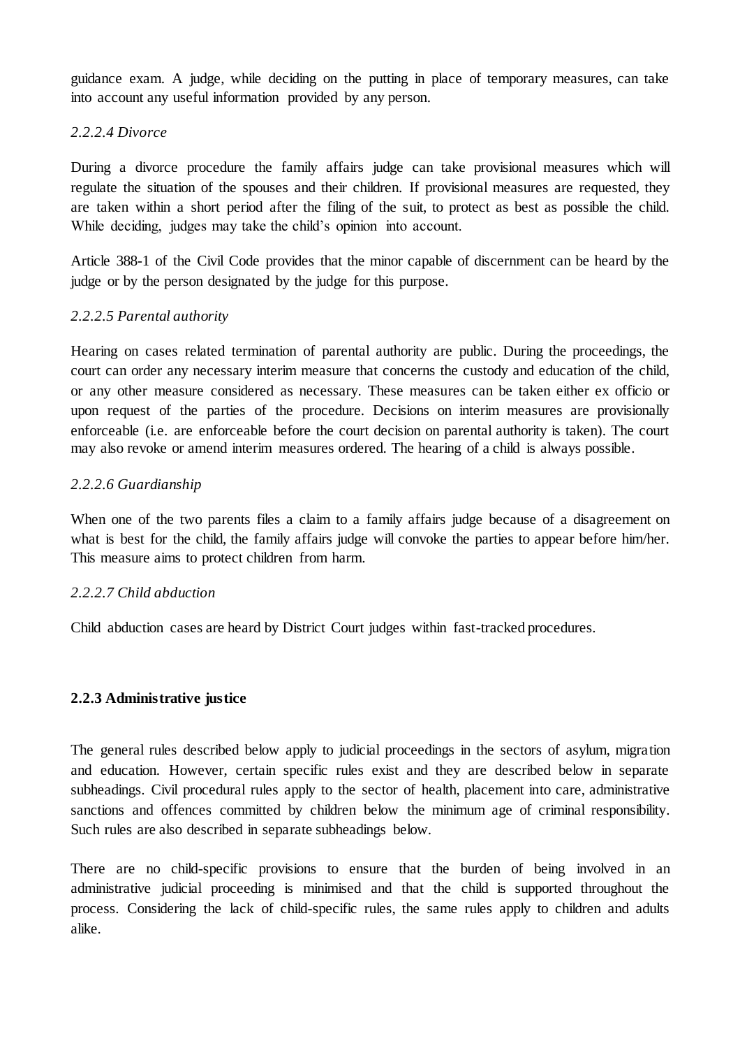guidance exam. A judge, while deciding on the putting in place of temporary measures, can take into account any useful information provided by any person.

#### *2.2.2.4 Divorce*

During a divorce procedure the family affairs judge can take provisional measures which will regulate the situation of the spouses and their children. If provisional measures are requested, they are taken within a short period after the filing of the suit, to protect as best as possible the child. While deciding, judges may take the child's opinion into account.

Article 388-1 of the Civil Code provides that the minor capable of discernment can be heard by the judge or by the person designated by the judge for this purpose.

#### *2.2.2.5 Parental authority*

Hearing on cases related termination of parental authority are public. During the proceedings, the court can order any necessary interim measure that concerns the custody and education of the child, or any other measure considered as necessary. These measures can be taken either ex officio or upon request of the parties of the procedure. Decisions on interim measures are provisionally enforceable (i.e. are enforceable before the court decision on parental authority is taken). The court may also revoke or amend interim measures ordered. The hearing of a child is always possible.

#### *2.2.2.6 Guardianship*

When one of the two parents files a claim to a family affairs judge because of a disagreement on what is best for the child, the family affairs judge will convoke the parties to appear before him/her. This measure aims to protect children from harm.

#### *2.2.2.7 Child abduction*

Child abduction cases are heard by District Court judges within fast-tracked procedures.

### **2.2.3 Administrative justice**

The general rules described below apply to judicial proceedings in the sectors of asylum, migration and education. However, certain specific rules exist and they are described below in separate subheadings. Civil procedural rules apply to the sector of health, placement into care, administrative sanctions and offences committed by children below the minimum age of criminal responsibility. Such rules are also described in separate subheadings below.

There are no child-specific provisions to ensure that the burden of being involved in an administrative judicial proceeding is minimised and that the child is supported throughout the process. Considering the lack of child-specific rules, the same rules apply to children and adults alike.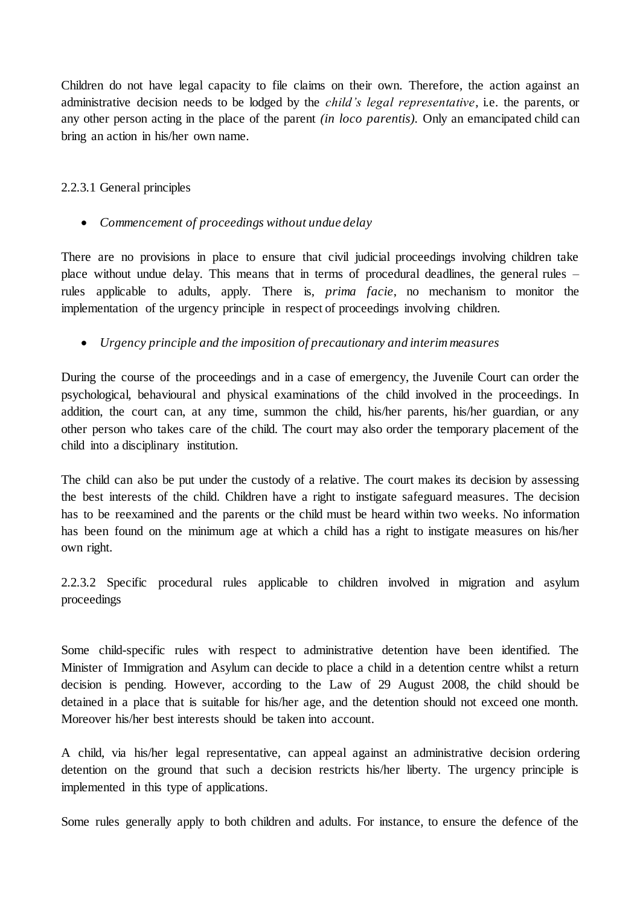Children do not have legal capacity to file claims on their own. Therefore, the action against an administrative decision needs to be lodged by the *child's legal representative*, i.e. the parents, or any other person acting in the place of the parent *(in loco parentis)*. Only an emancipated child can bring an action in his/her own name.

#### 2.2.3.1 General principles

- *Commencement of proceedings without undue delay*

There are no provisions in place to ensure that civil judicial proceedings involving children take place without undue delay. This means that in terms of procedural deadlines, the general rules – rules applicable to adults, apply. There is, *prima facie*, no mechanism to monitor the implementation of the urgency principle in respect of proceedings involving children.

- *Urgency principle and the imposition of precautionary and interim measures*

During the course of the proceedings and in a case of emergency, the Juvenile Court can order the psychological, behavioural and physical examinations of the child involved in the proceedings. In addition, the court can, at any time, summon the child, his/her parents, his/her guardian, or any other person who takes care of the child. The court may also order the temporary placement of the child into a disciplinary institution.

The child can also be put under the custody of a relative. The court makes its decision by assessing the best interests of the child. Children have a right to instigate safeguard measures. The decision has to be reexamined and the parents or the child must be heard within two weeks. No information has been found on the minimum age at which a child has a right to instigate measures on his/her own right.

#### 2.2.3.2 Specific procedural rules applicable to children involved in migration and asylum proceedings

Some child-specific rules with respect to administrative detention have been identified. The Minister of Immigration and Asylum can decide to place a child in a detention centre whilst a return decision is pending. However, according to the Law of 29 August 2008, the child should be detained in a place that is suitable for his/her age, and the detention should not exceed one month. Moreover his/her best interests should be taken into account.

A child, via his/her legal representative, can appeal against an administrative decision ordering detention on the ground that such a decision restricts his/her liberty. The urgency principle is implemented in this type of applications.

Some rules generally apply to both children and adults. For instance, to ensure the defence of the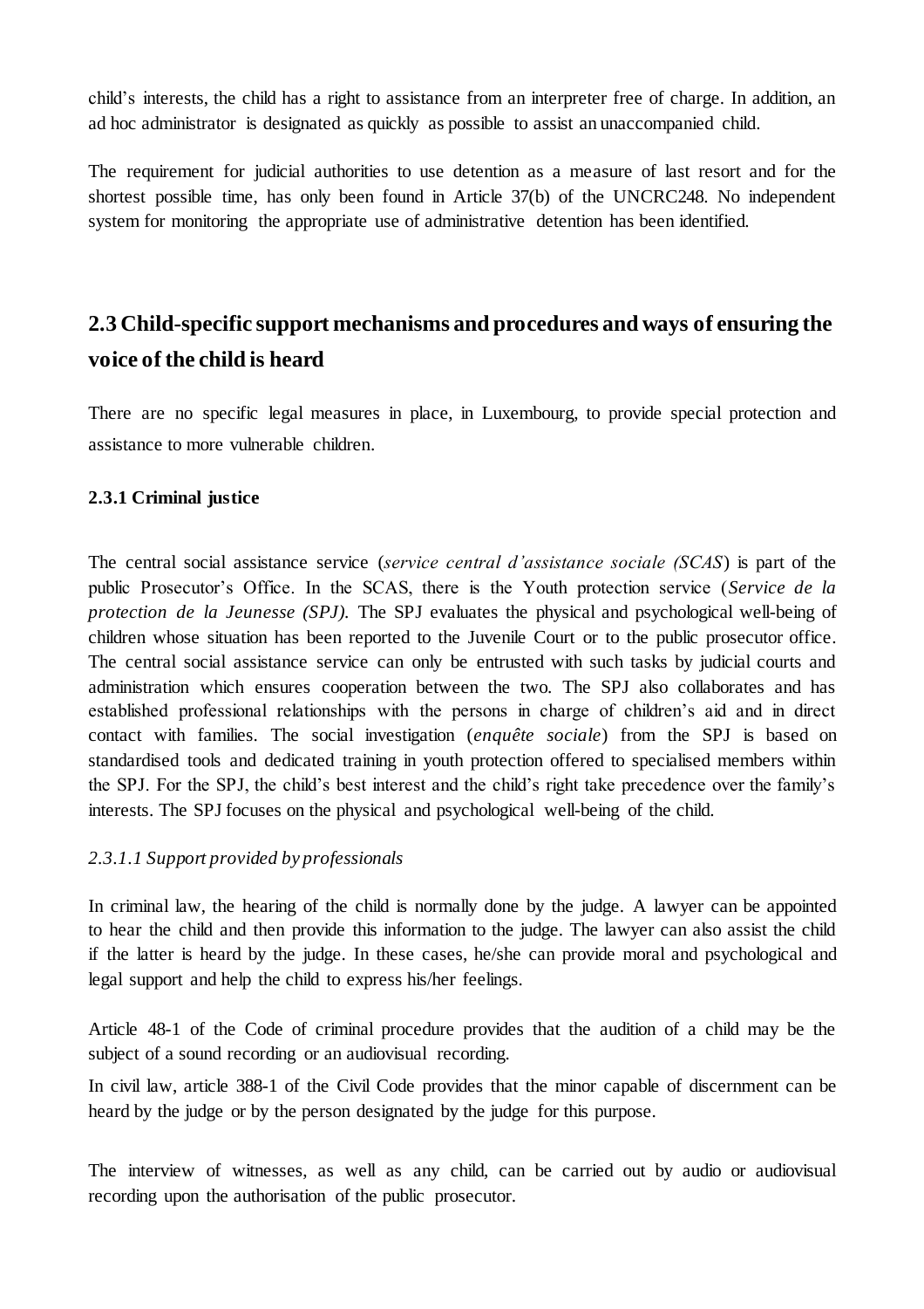child's interests, the child has a right to assistance from an interpreter free of charge. In addition, an ad hoc administrator is designated as quickly as possible to assist an unaccompanied child.

The requirement for judicial authorities to use detention as a measure of last resort and for the shortest possible time, has only been found in Article 37(b) of the UNCRC248. No independent system for monitoring the appropriate use of administrative detention has been identified.

## 2.3 Child-specific support mechanisms and procedures and ways of ensuring the voice of the child is heard

There are no specific legal measures in place, in Luxembourg, to provide special protection and assistance to more vulnerable children.

### 2.3.1 Criminal justice

The central social assistance service (*service central d'assistance sociale (SCAS*) is part of the public Prosecutor's Office. In the SCAS, there is the Youth protection service (*Service de la protection de la Jeunesse (SPJ).* The SPJ evaluates the physical and psychological well-being of children whose situation has been reported to the Juvenile Court or to the public prosecutor office. The central social assistance service can only be entrusted with such tasks by judicial courts and administration which ensures cooperation between the two. The SPJ also collaborates and has established professional relationships with the persons in charge of children's aid and in direct contact with families. The social investigation (*enquête sociale*) from the SPJ is based on standardised tools and dedicated training in youth protection offered to specialised members within the SPJ. For the SPJ, the child's best interest and the child's right take precedence over the family's interests. The SPJ focuses on the physical and psychological well-being of the child.

#### *2.3.1.1 Support provided by professionals*

In criminal law, the hearing of the child is normally done by the judge. A lawyer can be appointed to hear the child and then provide this information to the judge. The lawyer can also assist the child if the latter is heard by the judge. In these cases, he/she can provide moral and psychological and legal support and help the child to express his/her feelings.

Article 48-1 of the Code of criminal procedure provides that the audition of a child may be the subject of a sound recording or an audiovisual recording.

In civil law, article 388-1 of the Civil Code provides that the minor capable of discernment can be heard by the judge or by the person designated by the judge for this purpose.

The interview of witnesses, as well as any child, can be carried out by audio or audiovisual recording upon the authorisation of the public prosecutor.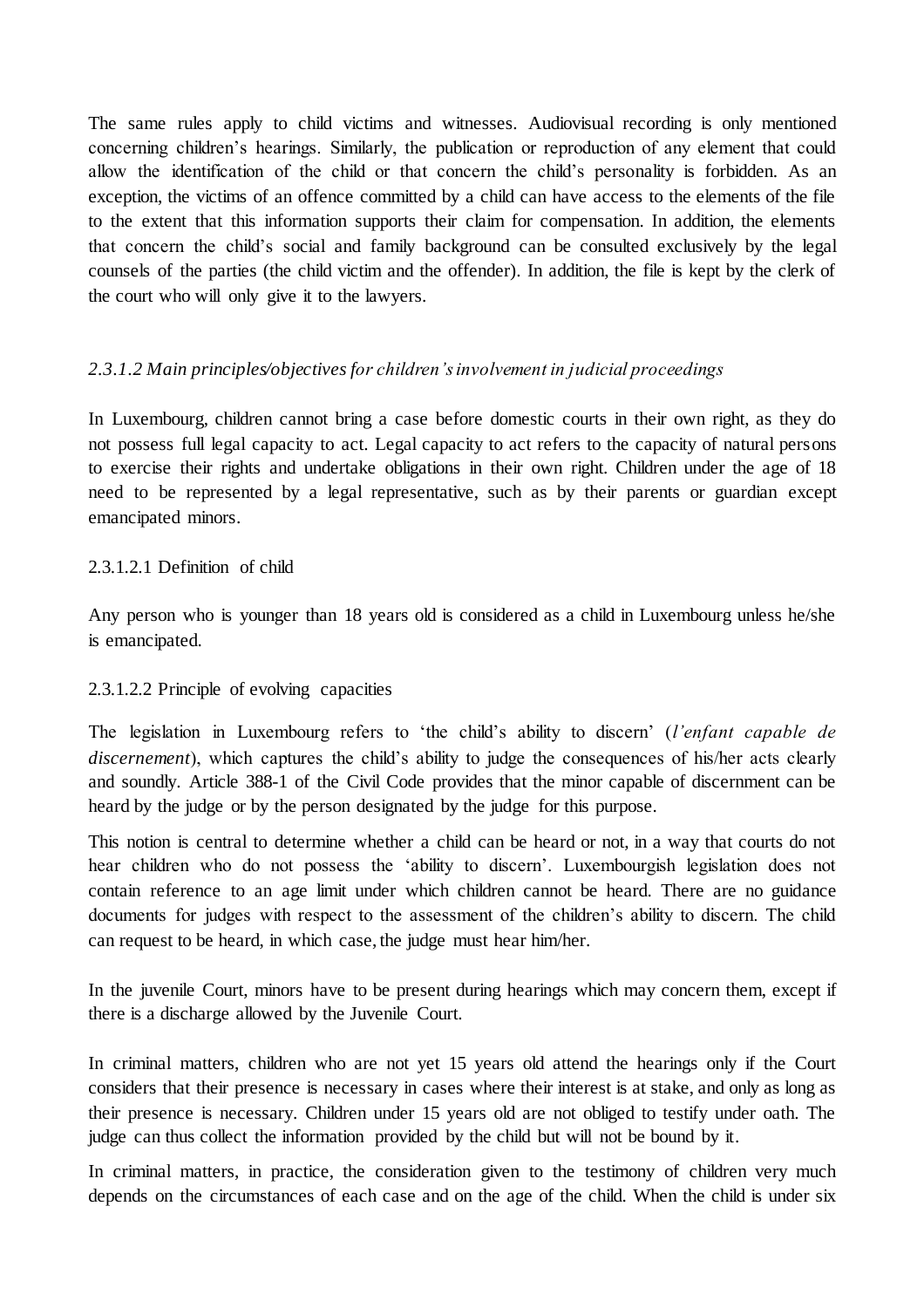The same rules apply to child victims and witnesses. Audiovisual recording is only mentioned concerning children's hearings. Similarly, the publication or reproduction of any element that could allow the identification of the child or that concern the child's personality is forbidden. As an exception, the victims of an offence committed by a child can have access to the elements of the file to the extent that this information supports their claim for compensation. In addition, the elements that concern the child's social and family background can be consulted exclusively by the legal counsels of the parties (the child victim and the offender). In addition, the file is kept by the clerk of the court who will only give it to the lawyers.

#### *2.3.1.2 Main principles/objectives for children's involvement in judicial proceedings*

In Luxembourg, children cannot bring a case before domestic courts in their own right, as they do not possess full legal capacity to act. Legal capacity to act refers to the capacity of natural persons to exercise their rights and undertake obligations in their own right. Children under the age of 18 need to be represented by a legal representative, such as by their parents or guardian except emancipated minors.

##### 2.3.1.2.1 Definition of child

Any person who is younger than 18 years old is considered as a child in Luxembourg unless he/she is emancipated.

##### 2.3.1.2.2 Principle of evolving capacities

The legislation in Luxembourg refers to 'the child's ability to discern' (*l'enfant capable de discernement*), which captures the child's ability to judge the consequences of his/her acts clearly and soundly. Article 388-1 of the Civil Code provides that the minor capable of discernment can be heard by the judge or by the person designated by the judge for this purpose.

This notion is central to determine whether a child can be heard or not, in a way that courts do not hear children who do not possess the 'ability to discern'. Luxembourgish legislation does not contain reference to an age limit under which children cannot be heard. There are no guidance documents for judges with respect to the assessment of the children's ability to discern. The child can request to be heard, in which case, the judge must hear him/her.

In the juvenile Court, minors have to be present during hearings which may concern them, except if there is a discharge allowed by the Juvenile Court.

In criminal matters, children who are not yet 15 years old attend the hearings only if the Court considers that their presence is necessary in cases where their interest is at stake, and only as long as their presence is necessary. Children under 15 years old are not obliged to testify under oath. The judge can thus collect the information provided by the child but will not be bound by it.

In criminal matters, in practice, the consideration given to the testimony of children very much depends on the circumstances of each case and on the age of the child. When the child is under six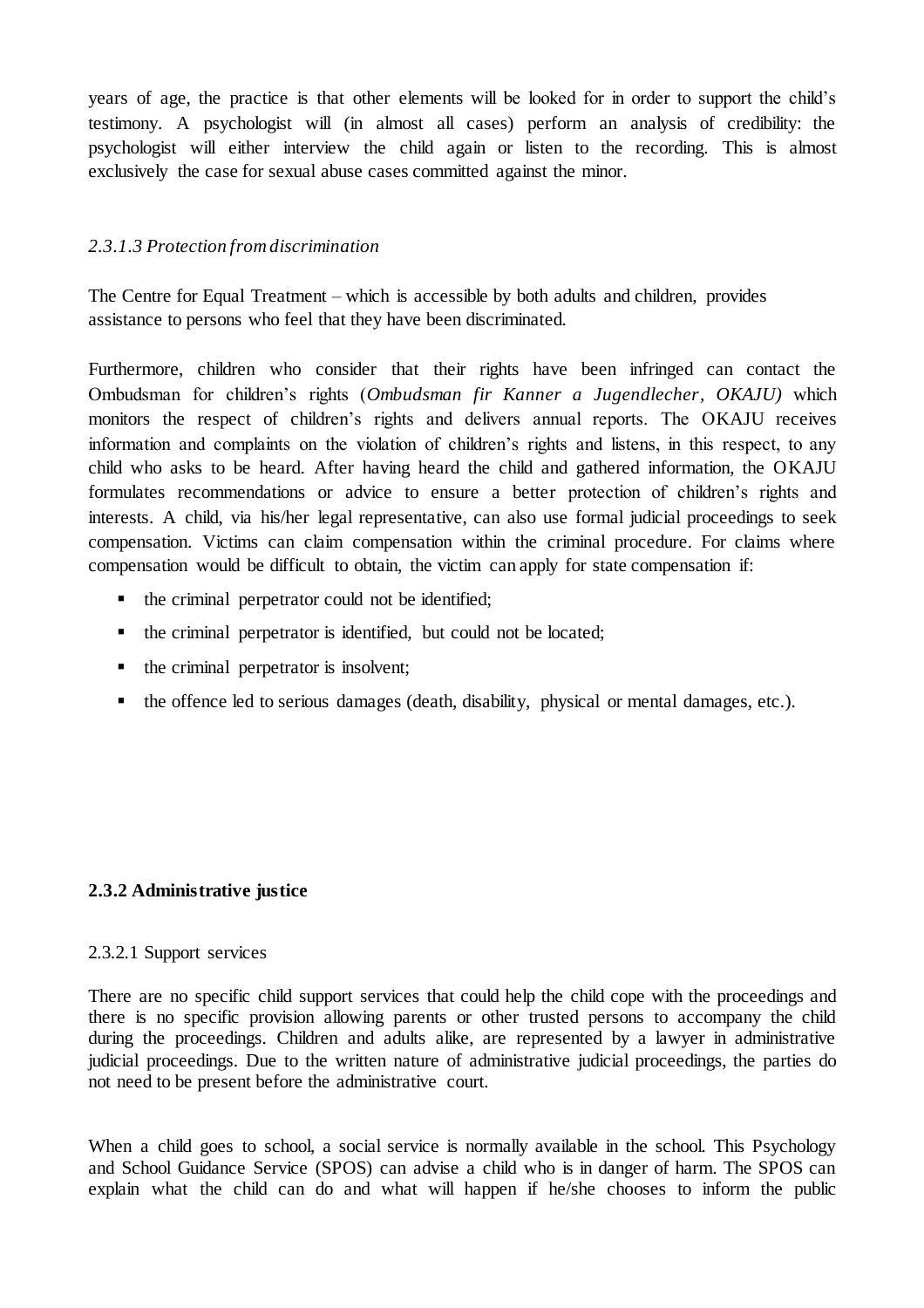years of age, the practice is that other elements will be looked for in order to support the child's testimony. A psychologist will (in almost all cases) perform an analysis of credibility: the psychologist will either interview the child again or listen to the recording. This is almost exclusively the case for sexual abuse cases committed against the minor.

#### *2.3.1.3 Protection from discrimination*

The Centre for Equal Treatment – which is accessible by both adults and children, provides assistance to persons who feel that they have been discriminated.

Furthermore, children who consider that their rights have been infringed can contact the Ombudsman for children's rights (*Ombudsman fir Kanner a Jugendlecher, OKAJU)* which monitors the respect of children's rights and delivers annual reports. The OKAJU receives information and complaints on the violation of children's rights and listens, in this respect, to any child who asks to be heard. After having heard the child and gathered information, the OKAJU formulates recommendations or advice to ensure a better protection of children's rights and interests. A child, via his/her legal representative, can also use formal judicial proceedings to seek compensation. Victims can claim compensation within the criminal procedure. For claims where compensation would be difficult to obtain, the victim can apply for state compensation if:

- the criminal perpetrator could not be identified;
- the criminal perpetrator is identified, but could not be located;
- the criminal perpetrator is insolvent;
- the offence led to serious damages (death, disability, physical or mental damages, etc.).

### **2.3.2 Administrative justice**

#### 2.3.2.1 Support services

There are no specific child support services that could help the child cope with the proceedings and there is no specific provision allowing parents or other trusted persons to accompany the child during the proceedings. Children and adults alike, are represented by a lawyer in administrative judicial proceedings. Due to the written nature of administrative judicial proceedings, the parties do not need to be present before the administrative court.

When a child goes to school, a social service is normally available in the school. This Psychology and School Guidance Service (SPOS) can advise a child who is in danger of harm. The SPOS can explain what the child can do and what will happen if he/she chooses to inform the public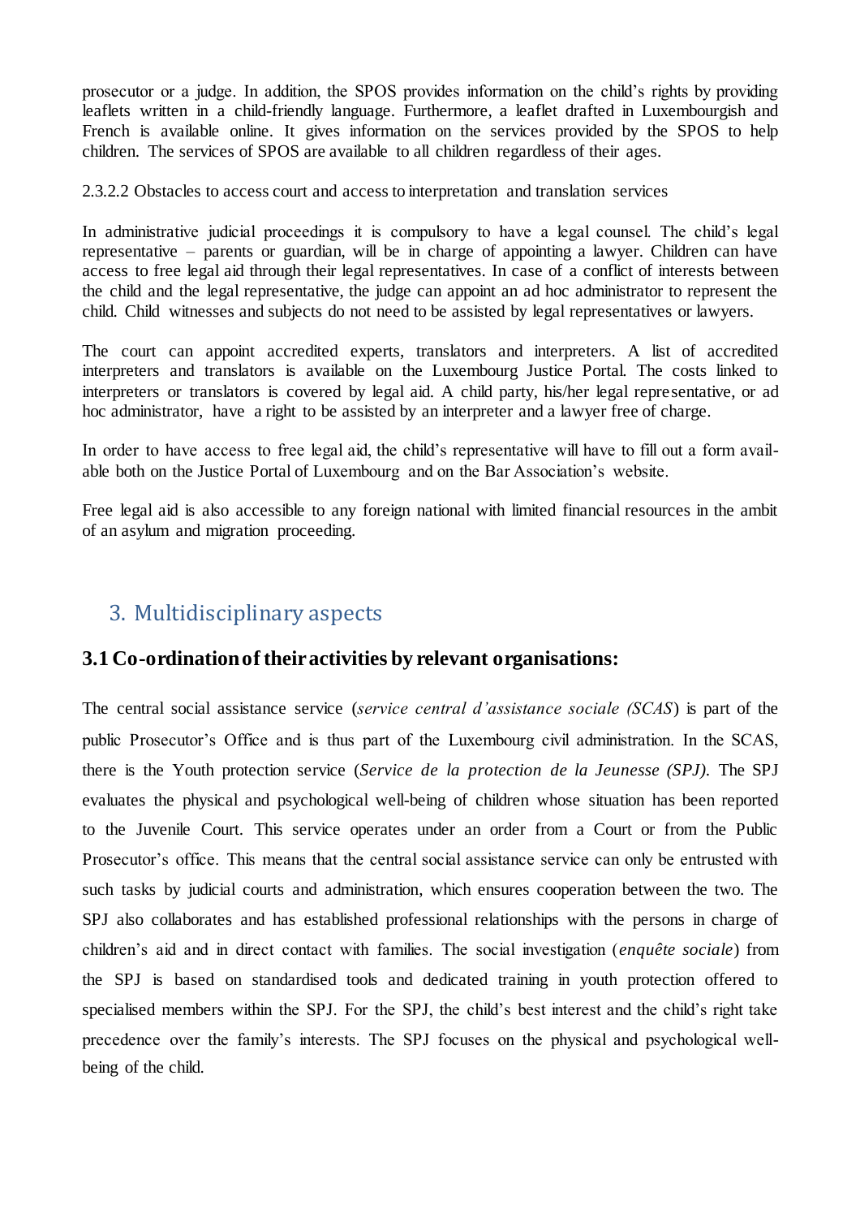prosecutor or a judge. In addition, the SPOS provides information on the child's rights by providing leaflets written in a child-friendly language. Furthermore, a leaflet drafted in Luxembourgish and French is available online. It gives information on the services provided by the SPOS to help children. The services of SPOS are available to all children regardless of their ages.

2.3.2.2 Obstacles to access court and access to interpretation and translation services

In administrative judicial proceedings it is compulsory to have a legal counsel. The child's legal representative – parents or guardian, will be in charge of appointing a lawyer. Children can have access to free legal aid through their legal representatives. In case of a conflict of interests between the child and the legal representative, the judge can appoint an ad hoc administrator to represent the child. Child witnesses and subjects do not need to be assisted by legal representatives or lawyers.

The court can appoint accredited experts, translators and interpreters. A list of accredited interpreters and translators is available on the Luxembourg Justice Portal. The costs linked to interpreters or translators is covered by legal aid. A child party, his/her legal representative, or ad hoc administrator, have a right to be assisted by an interpreter and a lawyer free of charge.

In order to have access to free legal aid, the child's representative will have to fill out a form available both on the Justice Portal of Luxembourg and on the Bar Association's website.

Free legal aid is also accessible to any foreign national with limited financial resources in the ambit of an asylum and migration proceeding.

# 3. Multidisciplinary aspects

## 3.1 Co-ordination of their activities by relevant organisations:

The central social assistance service (*service central d'assistance sociale (SCAS*) is part of the public Prosecutor's Office and is thus part of the Luxembourg civil administration. In the SCAS, there is the Youth protection service (*Service de la protection de la Jeunesse (SPJ)*. The SPJ evaluates the physical and psychological well-being of children whose situation has been reported to the Juvenile Court. This service operates under an order from a Court or from the Public Prosecutor's office. This means that the central social assistance service can only be entrusted with such tasks by judicial courts and administration, which ensures cooperation between the two. The SPJ also collaborates and has established professional relationships with the persons in charge of children's aid and in direct contact with families. The social investigation (*enquête sociale*) from the SPJ is based on standardised tools and dedicated training in youth protection offered to specialised members within the SPJ. For the SPJ, the child's best interest and the child's right take precedence over the family's interests. The SPJ focuses on the physical and psychological well-being of the child.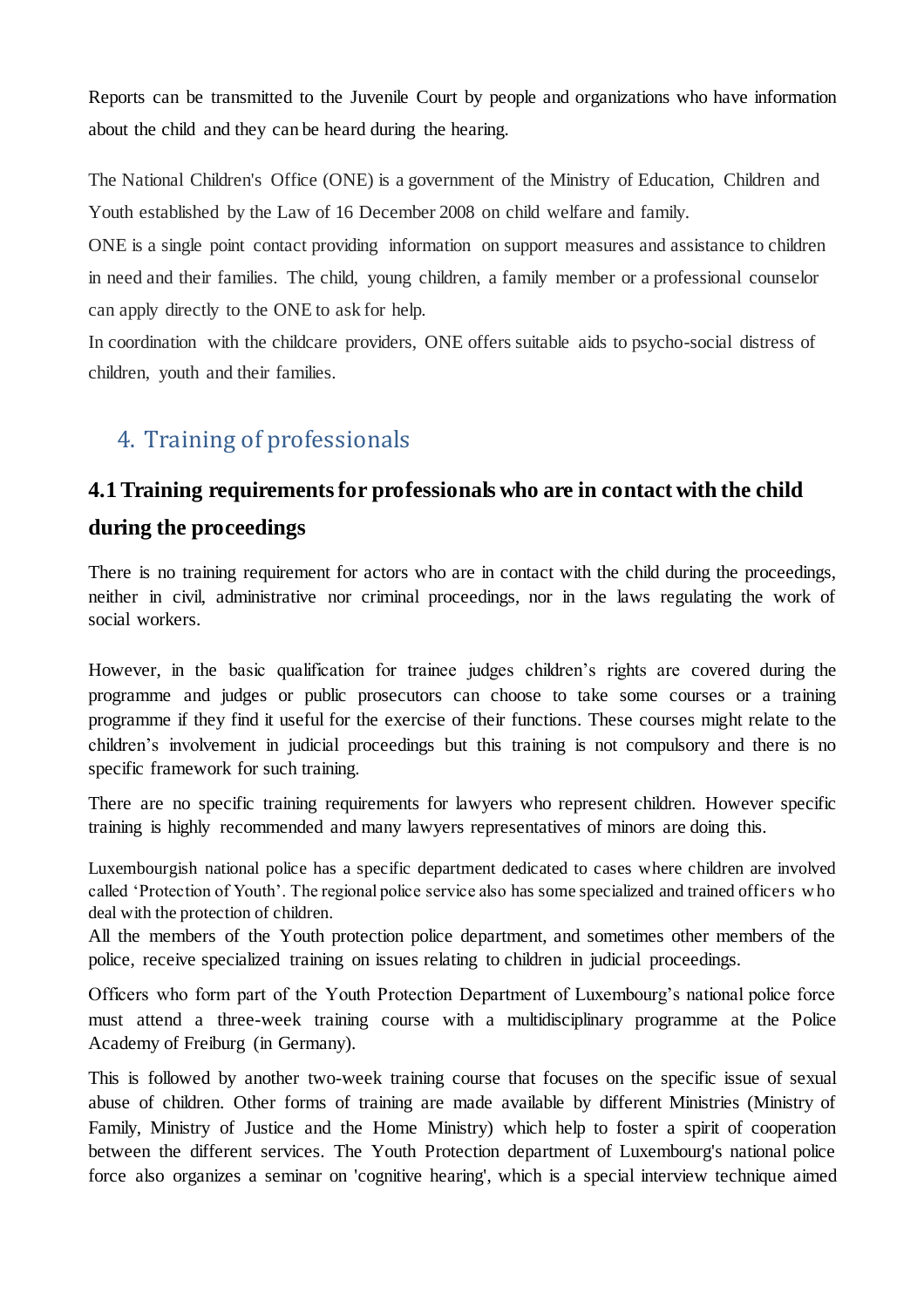Reports can be transmitted to the Juvenile Court by people and organizations who have information about the child and they can be heard during the hearing.

The National Children's Office (ONE) is a government of the Ministry of Education, Children and Youth established by the Law of 16 December 2008 on child welfare and family.

ONE is a single point contact providing information on support measures and assistance to children in need and their families. The child, young children, a family member or a professional counselor can apply directly to the ONE to ask for help.

In coordination with the childcare providers, ONE offers suitable aids to psycho-social distress of children, youth and their families.

## 4. Training of professionals

### 4.1 Training requirements for professionals who are in contact with the child during the proceedings

There is no training requirement for actors who are in contact with the child during the proceedings, neither in civil, administrative nor criminal proceedings, nor in the laws regulating the work of social workers.

However, in the basic qualification for trainee judges children's rights are covered during the programme and judges or public prosecutors can choose to take some courses or a training programme if they find it useful for the exercise of their functions. These courses might relate to the children's involvement in judicial proceedings but this training is not compulsory and there is no specific framework for such training.

There are no specific training requirements for lawyers who represent children. However specific training is highly recommended and many lawyers representatives of minors are doing this.

Luxembourgish national police has a specific department dedicated to cases where children are involved called 'Protection of Youth'. The regional police service also has some specialized and trained officers who deal with the protection of children.

All the members of the Youth protection police department, and sometimes other members of the police, receive specialized training on issues relating to children in judicial proceedings.

Officers who form part of the Youth Protection Department of Luxembourg's national police force must attend a three-week training course with a multidisciplinary programme at the Police Academy of Freiburg (in Germany).

This is followed by another two-week training course that focuses on the specific issue of sexual abuse of children. Other forms of training are made available by different Ministries (Ministry of Family, Ministry of Justice and the Home Ministry) which help to foster a spirit of cooperation between the different services. The Youth Protection department of Luxembourg's national police force also organizes a seminar on 'cognitive hearing', which is a special interview technique aimed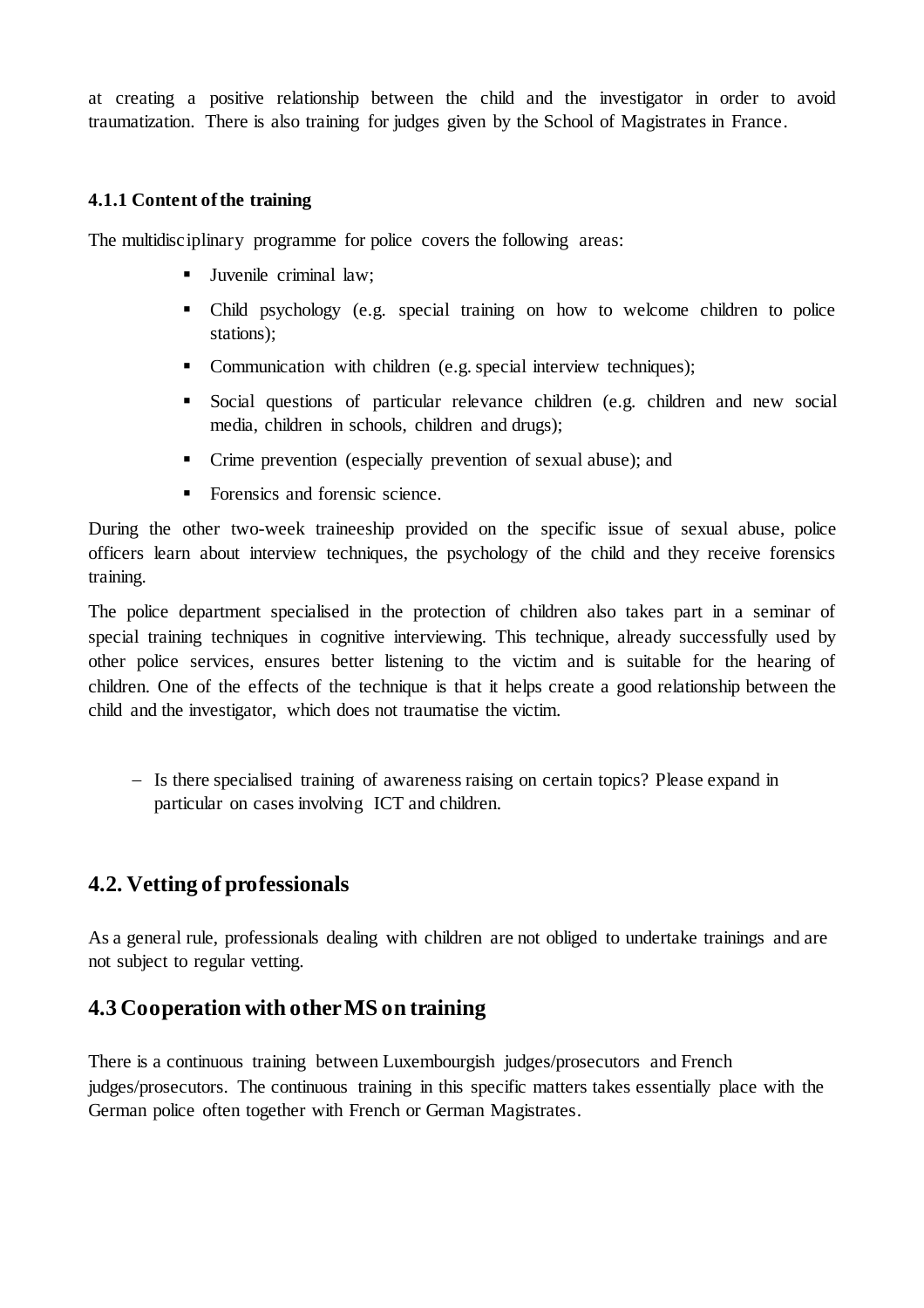at creating a positive relationship between the child and the investigator in order to avoid traumatization. There is also training for judges given by the School of Magistrates in France.

#### 4.1.1 Content of the training

The multidisciplinary programme for police covers the following areas:

- Juvenile criminal law;
- Child psychology (e.g. special training on how to welcome children to police stations);
- Communication with children (e.g. special interview techniques);
- Social questions of particular relevance children (e.g. children and new social media, children in schools, children and drugs);
- Crime prevention (especially prevention of sexual abuse); and
- Forensics and forensic science.

During the other two-week traineeship provided on the specific issue of sexual abuse, police officers learn about interview techniques, the psychology of the child and they receive forensics training.

The police department specialised in the protection of children also takes part in a seminar of special training techniques in cognitive interviewing. This technique, already successfully used by other police services, ensures better listening to the victim and is suitable for the hearing of children. One of the effects of the technique is that it helps create a good relationship between the child and the investigator, which does not traumatise the victim.

- Is there specialised training of awareness raising on certain topics? Please expand in particular on cases involving ICT and children.

## 4.2. Vetting of professionals

As a general rule, professionals dealing with children are not obliged to undertake trainings and are not subject to regular vetting.

## 4.3 Cooperation with other MS on training

There is a continuous training between Luxembourgish judges/prosecutors and French judges/prosecutors. The continuous training in this specific matters takes essentially place with the German police often together with French or German Magistrates.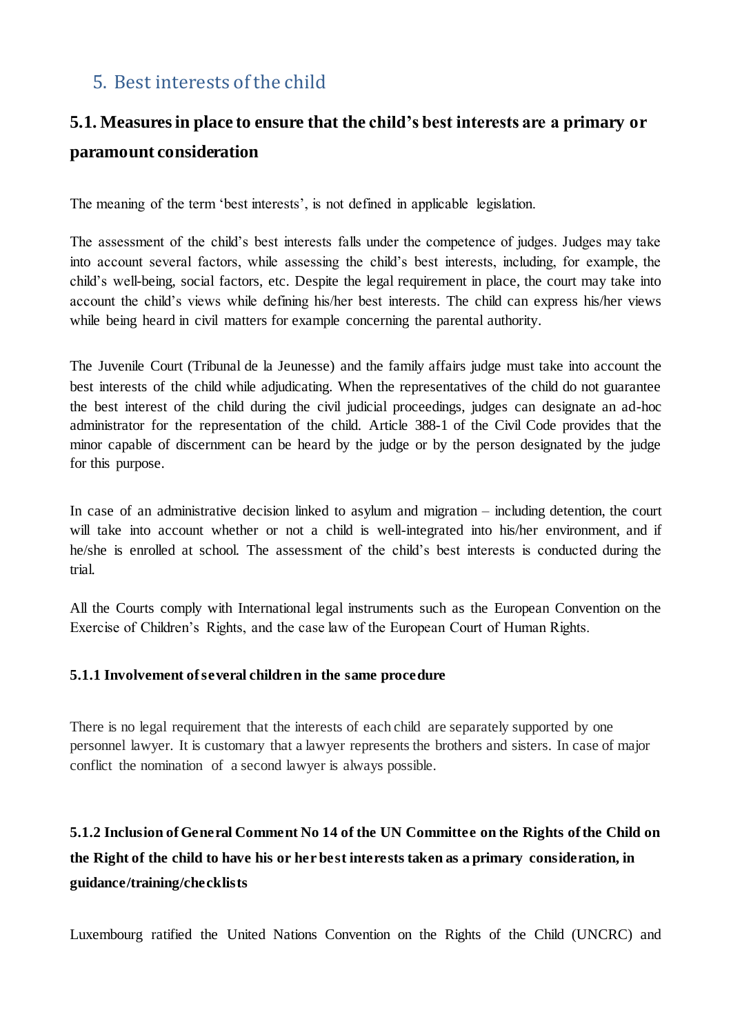## 5. Best interests of the child

### 5.1. Measures in place to ensure that the child's best interests are a primary or paramount consideration

The meaning of the term 'best interests', is not defined in applicable legislation.

The assessment of the child's best interests falls under the competence of judges. Judges may take into account several factors, while assessing the child's best interests, including, for example, the child's well-being, social factors, etc. Despite the legal requirement in place, the court may take into account the child's views while defining his/her best interests. The child can express his/her views while being heard in civil matters for example concerning the parental authority.

The Juvenile Court (Tribunal de la Jeunesse) and the family affairs judge must take into account the best interests of the child while adjudicating. When the representatives of the child do not guarantee the best interest of the child during the civil judicial proceedings, judges can designate an ad-hoc administrator for the representation of the child. Article 388-1 of the Civil Code provides that the minor capable of discernment can be heard by the judge or by the person designated by the judge for this purpose.

In case of an administrative decision linked to asylum and migration – including detention, the court will take into account whether or not a child is well-integrated into his/her environment, and if he/she is enrolled at school. The assessment of the child's best interests is conducted during the trial.

All the Courts comply with International legal instruments such as the European Convention on the Exercise of Children's Rights, and the case law of the European Court of Human Rights.

#### 5.1.1 Involvement of several children in the same procedure

There is no legal requirement that the interests of each child are separately supported by one personnel lawyer. It is customary that a lawyer represents the brothers and sisters. In case of major conflict the nomination of a second lawyer is always possible.

#### 5.1.2 Inclusion of General Comment No 14 of the UN Committee on the Rights of the Child on the Right of the child to have his or her best interests taken as a primary consideration, in guidance/training/checklists

Luxembourg ratified the United Nations Convention on the Rights of the Child (UNCRC) and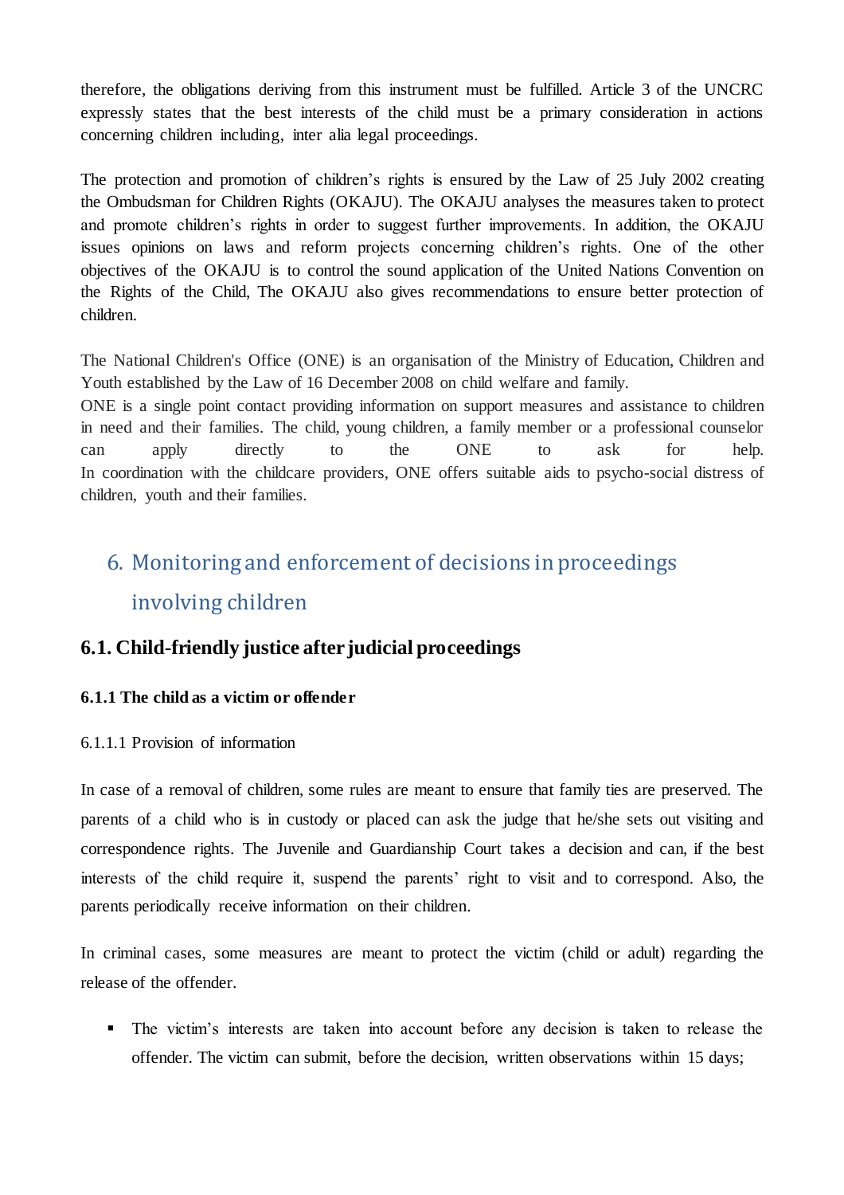therefore, the obligations deriving from this instrument must be fulfilled. Article 3 of the UNCRC expressly states that the best interests of the child must be a primary consideration in actions concerning children including, inter alia legal proceedings.

The protection and promotion of children's rights is ensured by the Law of 25 July 2002 creating the Ombudsman for Children Rights (OKAJU). The OKAJU analyses the measures taken to protect and promote children's rights in order to suggest further improvements. In addition, the OKAJU issues opinions on laws and reform projects concerning children's rights. One of the other objectives of the OKAJU is to control the sound application of the United Nations Convention on the Rights of the Child, The OKAJU also gives recommendations to ensure better protection of children.

The National Children's Office (ONE) is an organisation of the Ministry of Education, Children and Youth established by the Law of 16 December 2008 on child welfare and family.
ONE is a single point contact providing information on support measures and assistance to children in need and their families. The child, young children, a family member or a professional counselor can apply directly to the ONE to ask for help.
In coordination with the childcare providers, ONE offers suitable aids to psycho-social distress of children, youth and their families.

# 6. Monitoring and enforcement of decisions in proceedings involving children

## 6.1. Child-friendly justice after judicial proceedings

### 6.1.1 The child as a victim or offender

6.1.1.1 Provision of information

In case of a removal of children, some rules are meant to ensure that family ties are preserved. The parents of a child who is in custody or placed can ask the judge that he/she sets out visiting and correspondence rights. The Juvenile and Guardianship Court takes a decision and can, if the best interests of the child require it, suspend the parents' right to visit and to correspond. Also, the parents periodically receive information on their children.

In criminal cases, some measures are meant to protect the victim (child or adult) regarding the release of the offender.

- The victim's interests are taken into account before any decision is taken to release the offender. The victim can submit, before the decision, written observations within 15 days;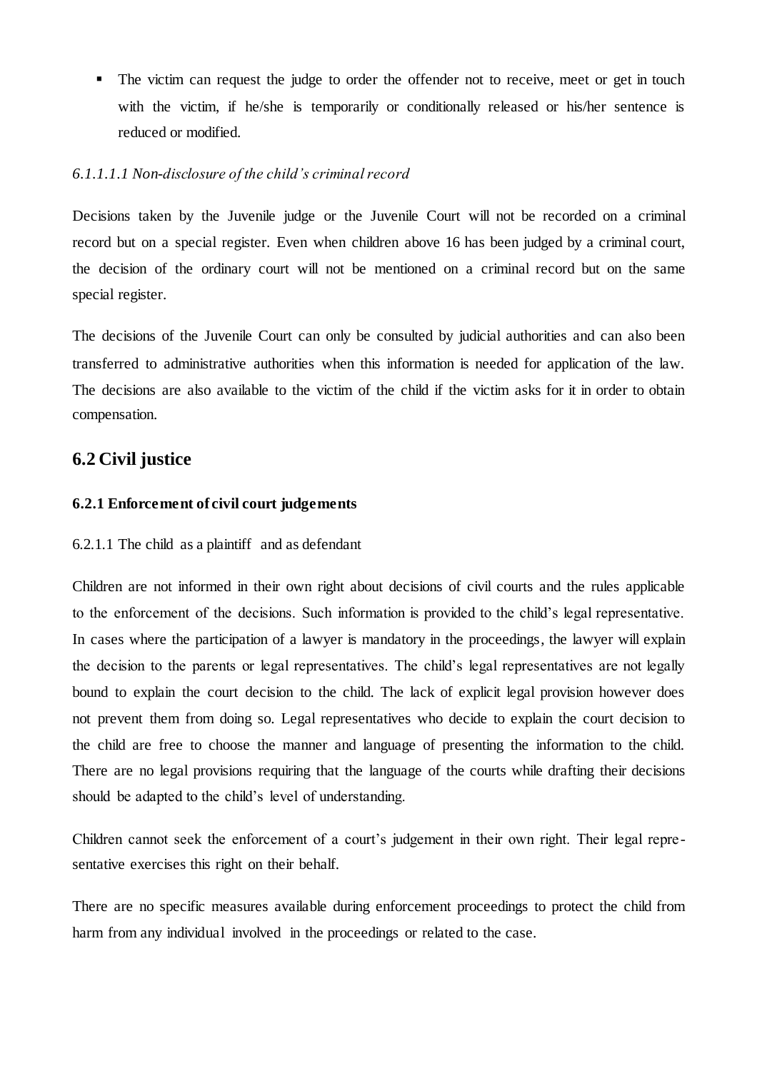- The victim can request the judge to order the offender not to receive, meet or get in touch with the victim, if he/she is temporarily or conditionally released or his/her sentence is reduced or modified.

*6.1.1.1.1 Non-disclosure of the child's criminal record*

Decisions taken by the Juvenile judge or the Juvenile Court will not be recorded on a criminal record but on a special register. Even when children above 16 has been judged by a criminal court, the decision of the ordinary court will not be mentioned on a criminal record but on the same special register.

The decisions of the Juvenile Court can only be consulted by judicial authorities and can also been transferred to administrative authorities when this information is needed for application of the law. The decisions are also available to the victim of the child if the victim asks for it in order to obtain compensation.

## 6.2 Civil justice

### 6.2.1 Enforcement of civil court judgements

6.2.1.1 The child as a plaintiff and as defendant

Children are not informed in their own right about decisions of civil courts and the rules applicable to the enforcement of the decisions. Such information is provided to the child's legal representative. In cases where the participation of a lawyer is mandatory in the proceedings, the lawyer will explain the decision to the parents or legal representatives. The child's legal representatives are not legally bound to explain the court decision to the child. The lack of explicit legal provision however does not prevent them from doing so. Legal representatives who decide to explain the court decision to the child are free to choose the manner and language of presenting the information to the child. There are no legal provisions requiring that the language of the courts while drafting their decisions should be adapted to the child's level of understanding.

Children cannot seek the enforcement of a court's judgement in their own right. Their legal representative exercises this right on their behalf.

There are no specific measures available during enforcement proceedings to protect the child from harm from any individual involved in the proceedings or related to the case.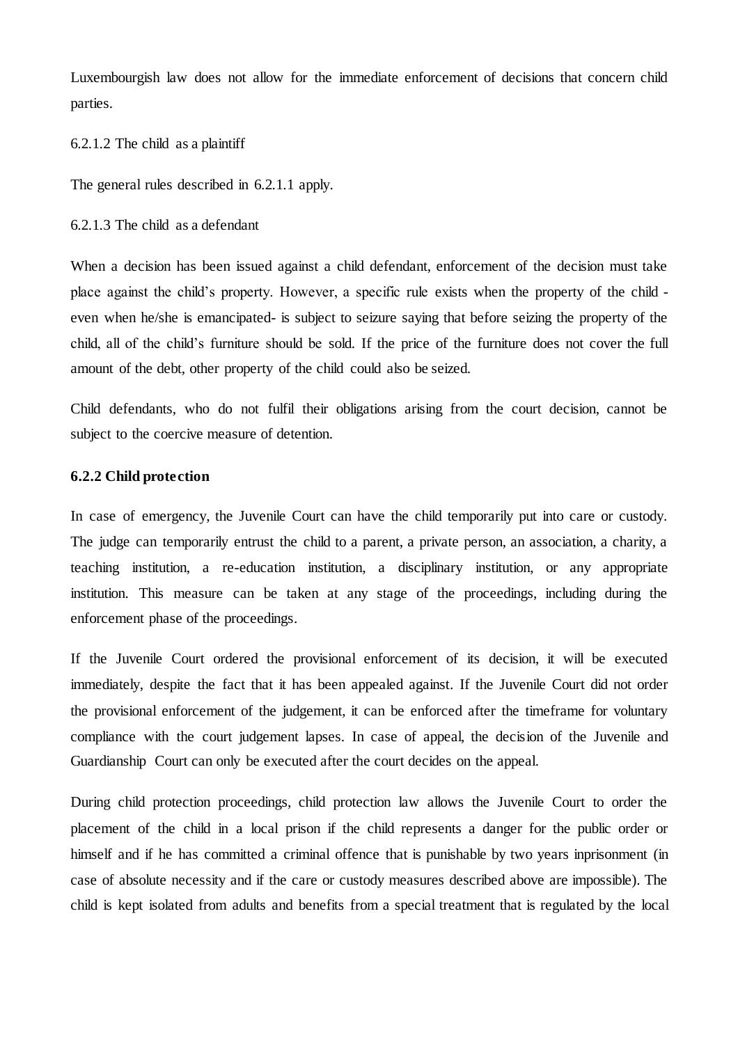Luxembourgish law does not allow for the immediate enforcement of decisions that concern child parties.

6.2.1.2 The child as a plaintiff

The general rules described in 6.2.1.1 apply.

6.2.1.3 The child as a defendant

When a decision has been issued against a child defendant, enforcement of the decision must take place against the child's property. However, a specific rule exists when the property of the child - even when he/she is emancipated- is subject to seizure saying that before seizing the property of the child, all of the child's furniture should be sold. If the price of the furniture does not cover the full amount of the debt, other property of the child could also be seized.

Child defendants, who do not fulfil their obligations arising from the court decision, cannot be subject to the coercive measure of detention.

**6.2.2 Child protection**

In case of emergency, the Juvenile Court can have the child temporarily put into care or custody. The judge can temporarily entrust the child to a parent, a private person, an association, a charity, a teaching institution, a re-education institution, a disciplinary institution, or any appropriate institution. This measure can be taken at any stage of the proceedings, including during the enforcement phase of the proceedings.

If the Juvenile Court ordered the provisional enforcement of its decision, it will be executed immediately, despite the fact that it has been appealed against. If the Juvenile Court did not order the provisional enforcement of the judgement, it can be enforced after the timeframe for voluntary compliance with the court judgement lapses. In case of appeal, the decision of the Juvenile and Guardianship Court can only be executed after the court decides on the appeal.

During child protection proceedings, child protection law allows the Juvenile Court to order the placement of the child in a local prison if the child represents a danger for the public order or himself and if he has committed a criminal offence that is punishable by two years inprisonment (in case of absolute necessity and if the care or custody measures described above are impossible). The child is kept isolated from adults and benefits from a special treatment that is regulated by the local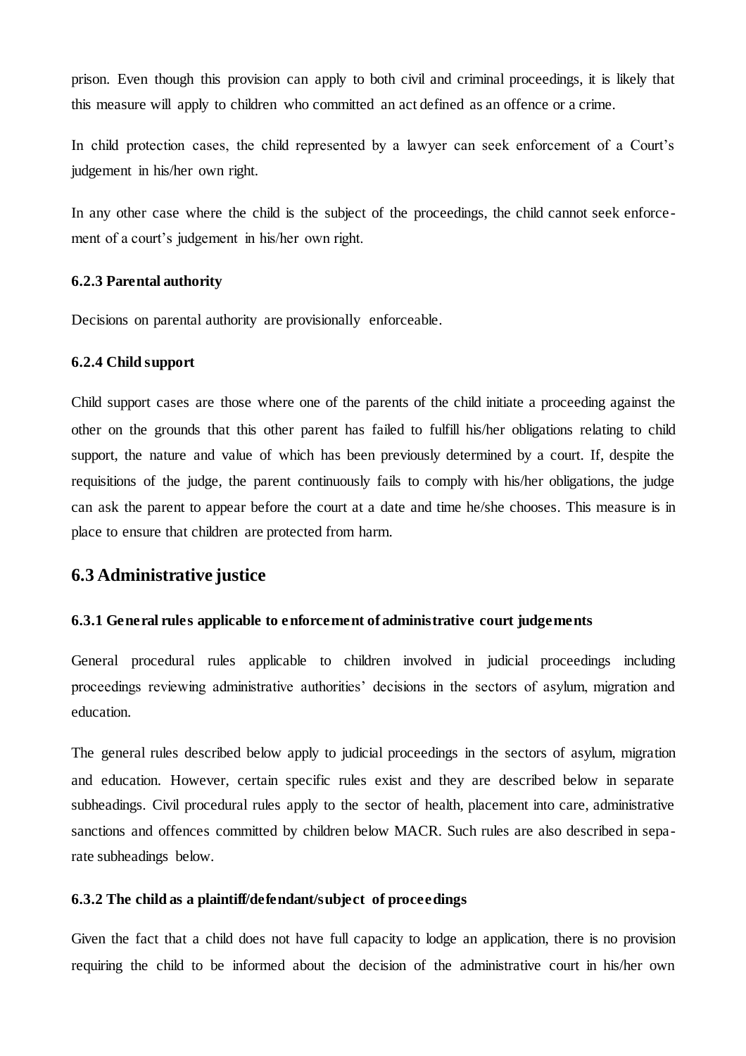prison. Even though this provision can apply to both civil and criminal proceedings, it is likely that this measure will apply to children who committed an act defined as an offence or a crime.

In child protection cases, the child represented by a lawyer can seek enforcement of a Court's judgement in his/her own right.

In any other case where the child is the subject of the proceedings, the child cannot seek enforcement of a court's judgement in his/her own right.

#### 6.2.3 Parental authority

Decisions on parental authority are provisionally enforceable.

#### 6.2.4 Child support

Child support cases are those where one of the parents of the child initiate a proceeding against the other on the grounds that this other parent has failed to fulfill his/her obligations relating to child support, the nature and value of which has been previously determined by a court. If, despite the requisitions of the judge, the parent continuously fails to comply with his/her obligations, the judge can ask the parent to appear before the court at a date and time he/she chooses. This measure is in place to ensure that children are protected from harm.

## 6.3 Administrative justice

#### 6.3.1 General rules applicable to enforcement of administrative court judgements

General procedural rules applicable to children involved in judicial proceedings including proceedings reviewing administrative authorities' decisions in the sectors of asylum, migration and education.

The general rules described below apply to judicial proceedings in the sectors of asylum, migration and education. However, certain specific rules exist and they are described below in separate subheadings. Civil procedural rules apply to the sector of health, placement into care, administrative sanctions and offences committed by children below MACR. Such rules are also described in separate subheadings below.

#### 6.3.2 The child as a plaintiff/defendant/subject of proceedings

Given the fact that a child does not have full capacity to lodge an application, there is no provision requiring the child to be informed about the decision of the administrative court in his/her own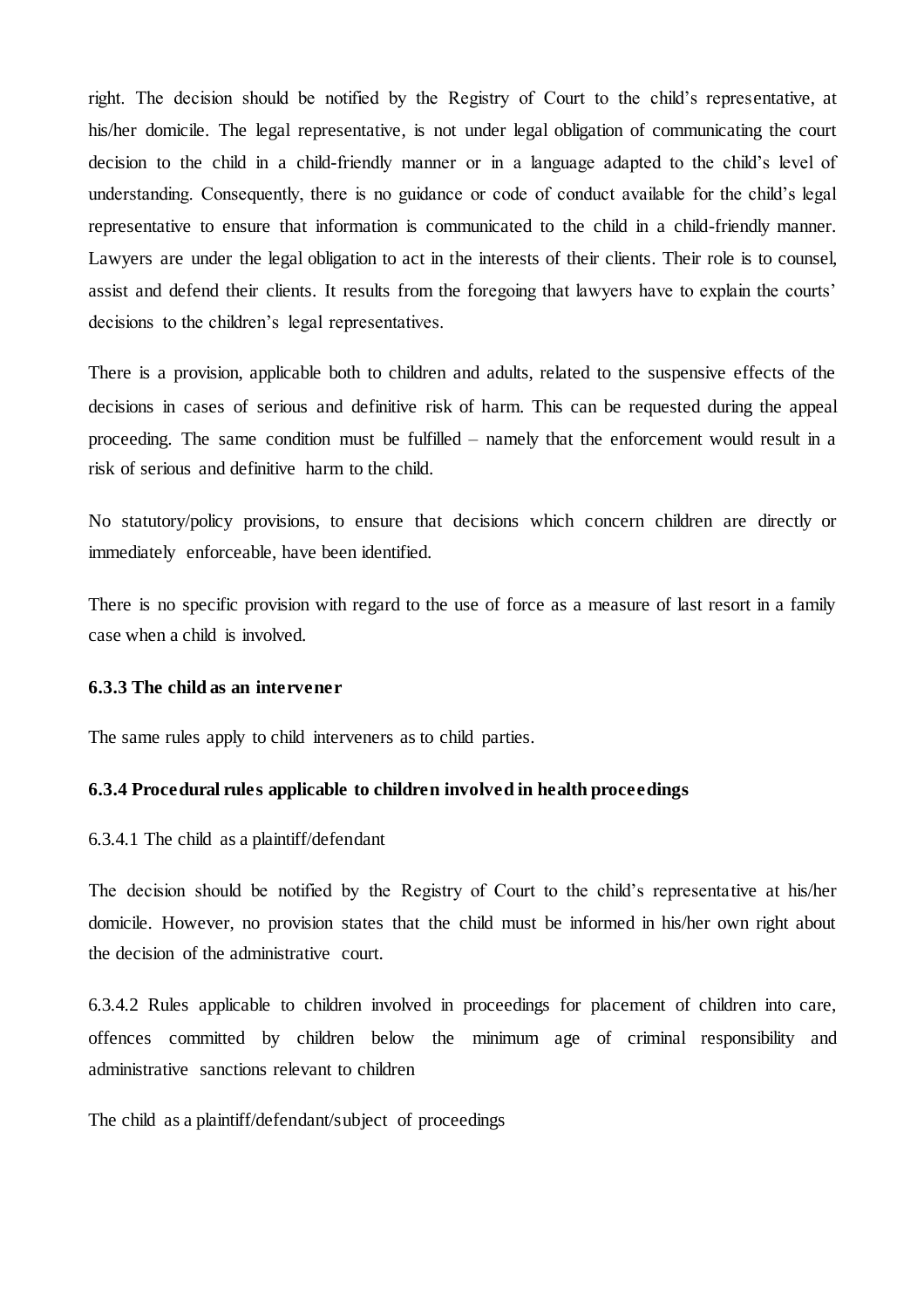right. The decision should be notified by the Registry of Court to the child's representative, at his/her domicile. The legal representative, is not under legal obligation of communicating the court decision to the child in a child-friendly manner or in a language adapted to the child's level of understanding. Consequently, there is no guidance or code of conduct available for the child's legal representative to ensure that information is communicated to the child in a child-friendly manner. Lawyers are under the legal obligation to act in the interests of their clients. Their role is to counsel, assist and defend their clients. It results from the foregoing that lawyers have to explain the courts' decisions to the children's legal representatives.

There is a provision, applicable both to children and adults, related to the suspensive effects of the decisions in cases of serious and definitive risk of harm. This can be requested during the appeal proceeding. The same condition must be fulfilled – namely that the enforcement would result in a risk of serious and definitive harm to the child.

No statutory/policy provisions, to ensure that decisions which concern children are directly or immediately enforceable, have been identified.

There is no specific provision with regard to the use of force as a measure of last resort in a family case when a child is involved.

### 6.3.3 The child as an intervener

The same rules apply to child interveners as to child parties.

### 6.3.4 Procedural rules applicable to children involved in health proceedings

6.3.4.1 The child as a plaintiff/defendant

The decision should be notified by the Registry of Court to the child's representative at his/her domicile. However, no provision states that the child must be informed in his/her own right about the decision of the administrative court.

6.3.4.2 Rules applicable to children involved in proceedings for placement of children into care, offences committed by children below the minimum age of criminal responsibility and administrative sanctions relevant to children

The child as a plaintiff/defendant/subject of proceedings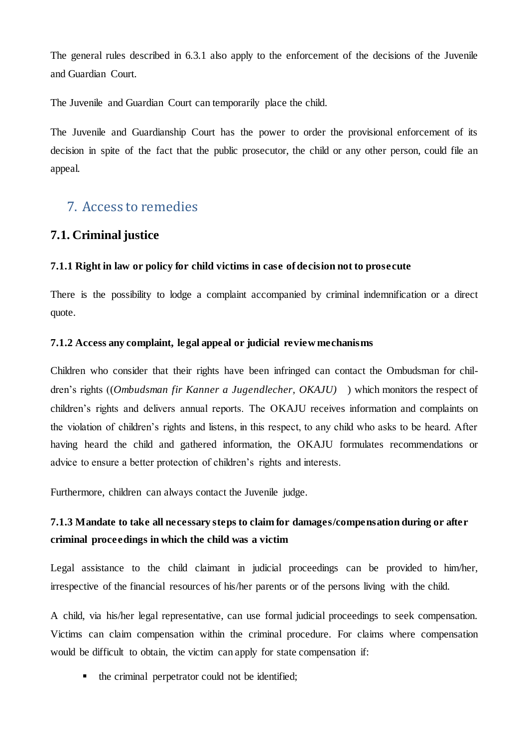The general rules described in 6.3.1 also apply to the enforcement of the decisions of the Juvenile and Guardian Court.

The Juvenile and Guardian Court can temporarily place the child.

The Juvenile and Guardianship Court has the power to order the provisional enforcement of its decision in spite of the fact that the public prosecutor, the child or any other person, could file an appeal.

# 7. Access to remedies

## 7.1. Criminal justice

### 7.1.1 Right in law or policy for child victims in case of decision not to prosecute

There is the possibility to lodge a complaint accompanied by criminal indemnification or a direct quote.

### 7.1.2 Access any complaint, legal appeal or judicial review mechanisms

Children who consider that their rights have been infringed can contact the Ombudsman for children's rights ((*Ombudsman fir Kanner a Jugendlecher, OKAJU*) ) which monitors the respect of children's rights and delivers annual reports. The OKAJU receives information and complaints on the violation of children's rights and listens, in this respect, to any child who asks to be heard. After having heard the child and gathered information, the OKAJU formulates recommendations or advice to ensure a better protection of children's rights and interests.

Furthermore, children can always contact the Juvenile judge.

### 7.1.3 Mandate to take all necessary steps to claim for damages/compensation during or after criminal proceedings in which the child was a victim

Legal assistance to the child claimant in judicial proceedings can be provided to him/her, irrespective of the financial resources of his/her parents or of the persons living with the child.

A child, via his/her legal representative, can use formal judicial proceedings to seek compensation. Victims can claim compensation within the criminal procedure. For claims where compensation would be difficult to obtain, the victim can apply for state compensation if:

- the criminal perpetrator could not be identified;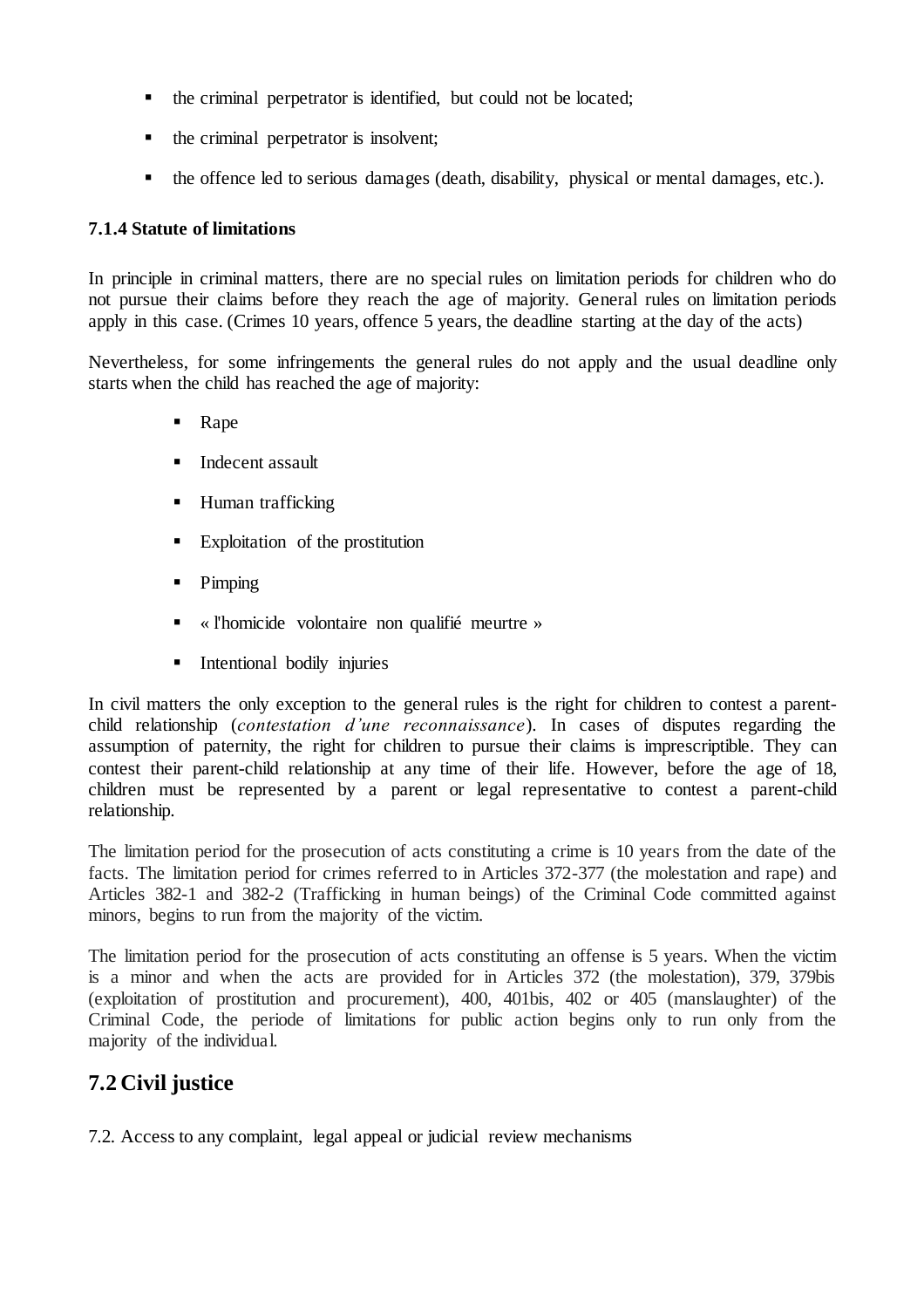- the criminal perpetrator is identified, but could not be located;
- the criminal perpetrator is insolvent;
- the offence led to serious damages (death, disability, physical or mental damages, etc.).

#### 7.1.4 Statute of limitations

In principle in criminal matters, there are no special rules on limitation periods for children who do not pursue their claims before they reach the age of majority. General rules on limitation periods apply in this case. (Crimes 10 years, offence 5 years, the deadline starting at the day of the acts)

Nevertheless, for some infringements the general rules do not apply and the usual deadline only starts when the child has reached the age of majority:

- Rape
- Indecent assault
- Human trafficking
- Exploitation of the prostitution
- Pimping
- « l'homicide volontaire non qualifié meurtre »
- Intentional bodily injuries

In civil matters the only exception to the general rules is the right for children to contest a parent-child relationship (*contestation d'une reconnaissance*). In cases of disputes regarding the assumption of paternity, the right for children to pursue their claims is imprescriptible. They can contest their parent-child relationship at any time of their life. However, before the age of 18, children must be represented by a parent or legal representative to contest a parent-child relationship.

The limitation period for the prosecution of acts constituting a crime is 10 years from the date of the facts. The limitation period for crimes referred to in Articles 372-377 (the molestation and rape) and Articles 382-1 and 382-2 (Trafficking in human beings) of the Criminal Code committed against minors, begins to run from the majority of the victim.

The limitation period for the prosecution of acts constituting an offense is 5 years. When the victim is a minor and when the acts are provided for in Articles 372 (the molestation), 379, 379bis (exploitation of prostitution and procurement), 400, 401bis, 402 or 405 (manslaughter) of the Criminal Code, the periode of limitations for public action begins only to run only from the majority of the individual.

## 7.2 Civil justice

7.2. Access to any complaint, legal appeal or judicial review mechanisms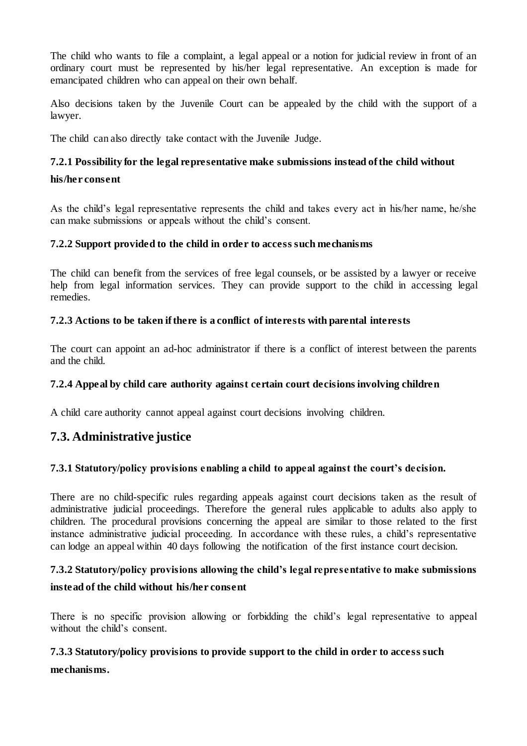The child who wants to file a complaint, a legal appeal or a notion for judicial review in front of an ordinary court must be represented by his/her legal representative. An exception is made for emancipated children who can appeal on their own behalf.

Also decisions taken by the Juvenile Court can be appealed by the child with the support of a lawyer.

The child can also directly take contact with the Juvenile Judge.

#### 7.2.1 Possibility for the legal representative make submissions instead of the child without his/her consent

As the child's legal representative represents the child and takes every act in his/her name, he/she can make submissions or appeals without the child's consent.

#### 7.2.2 Support provided to the child in order to access such mechanisms

The child can benefit from the services of free legal counsels, or be assisted by a lawyer or receive help from legal information services. They can provide support to the child in accessing legal remedies.

#### 7.2.3 Actions to be taken if there is a conflict of interests with parental interests

The court can appoint an ad-hoc administrator if there is a conflict of interest between the parents and the child.

#### 7.2.4 Appeal by child care authority against certain court decisions involving children

A child care authority cannot appeal against court decisions involving children.

## 7.3. Administrative justice

#### 7.3.1 Statutory/policy provisions enabling a child to appeal against the court's decision.

There are no child-specific rules regarding appeals against court decisions taken as the result of administrative judicial proceedings. Therefore the general rules applicable to adults also apply to children. The procedural provisions concerning the appeal are similar to those related to the first instance administrative judicial proceeding. In accordance with these rules, a child's representative can lodge an appeal within 40 days following the notification of the first instance court decision.

#### 7.3.2 Statutory/policy provisions allowing the child's legal representative to make submissions instead of the child without his/her consent

There is no specific provision allowing or forbidding the child's legal representative to appeal without the child's consent.

#### 7.3.3 Statutory/policy provisions to provide support to the child in order to access such mechanisms.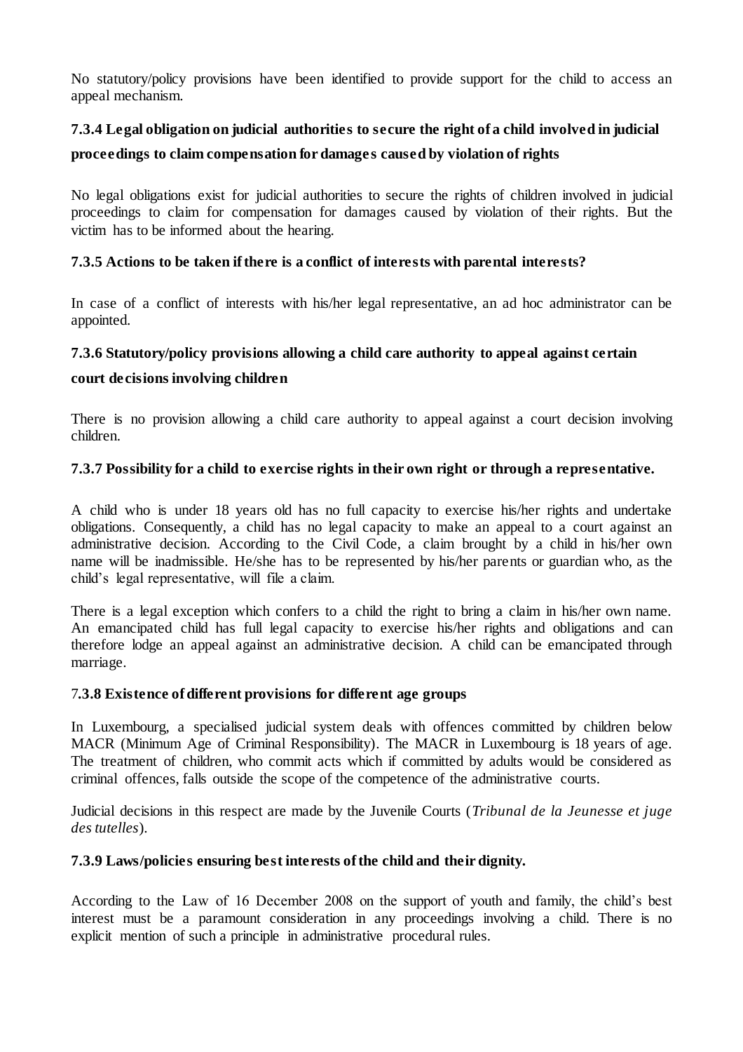No statutory/policy provisions have been identified to provide support for the child to access an appeal mechanism.

### 7.3.4 Legal obligation on judicial authorities to secure the right of a child involved in judicial proceedings to claim compensation for damages caused by violation of rights

No legal obligations exist for judicial authorities to secure the rights of children involved in judicial proceedings to claim for compensation for damages caused by violation of their rights. But the victim has to be informed about the hearing.

### 7.3.5 Actions to be taken if there is a conflict of interests with parental interests?

In case of a conflict of interests with his/her legal representative, an ad hoc administrator can be appointed.

### 7.3.6 Statutory/policy provisions allowing a child care authority to appeal against certain court decisions involving children

There is no provision allowing a child care authority to appeal against a court decision involving children.

### 7.3.7 Possibility for a child to exercise rights in their own right or through a representative.

A child who is under 18 years old has no full capacity to exercise his/her rights and undertake obligations. Consequently, a child has no legal capacity to make an appeal to a court against an administrative decision. According to the Civil Code, a claim brought by a child in his/her own name will be inadmissible. He/she has to be represented by his/her parents or guardian who, as the child's legal representative, will file a claim.

There is a legal exception which confers to a child the right to bring a claim in his/her own name. An emancipated child has full legal capacity to exercise his/her rights and obligations and can therefore lodge an appeal against an administrative decision. A child can be emancipated through marriage.

### 7.3.8 Existence of different provisions for different age groups

In Luxembourg, a specialised judicial system deals with offences committed by children below MACR (Minimum Age of Criminal Responsibility). The MACR in Luxembourg is 18 years of age. The treatment of children, who commit acts which if committed by adults would be considered as criminal offences, falls outside the scope of the competence of the administrative courts.

Judicial decisions in this respect are made by the Juvenile Courts (*Tribunal de la Jeunesse et juge des tutelles*).

### 7.3.9 Laws/policies ensuring best interests of the child and their dignity.

According to the Law of 16 December 2008 on the support of youth and family, the child's best interest must be a paramount consideration in any proceedings involving a child. There is no explicit mention of such a principle in administrative procedural rules.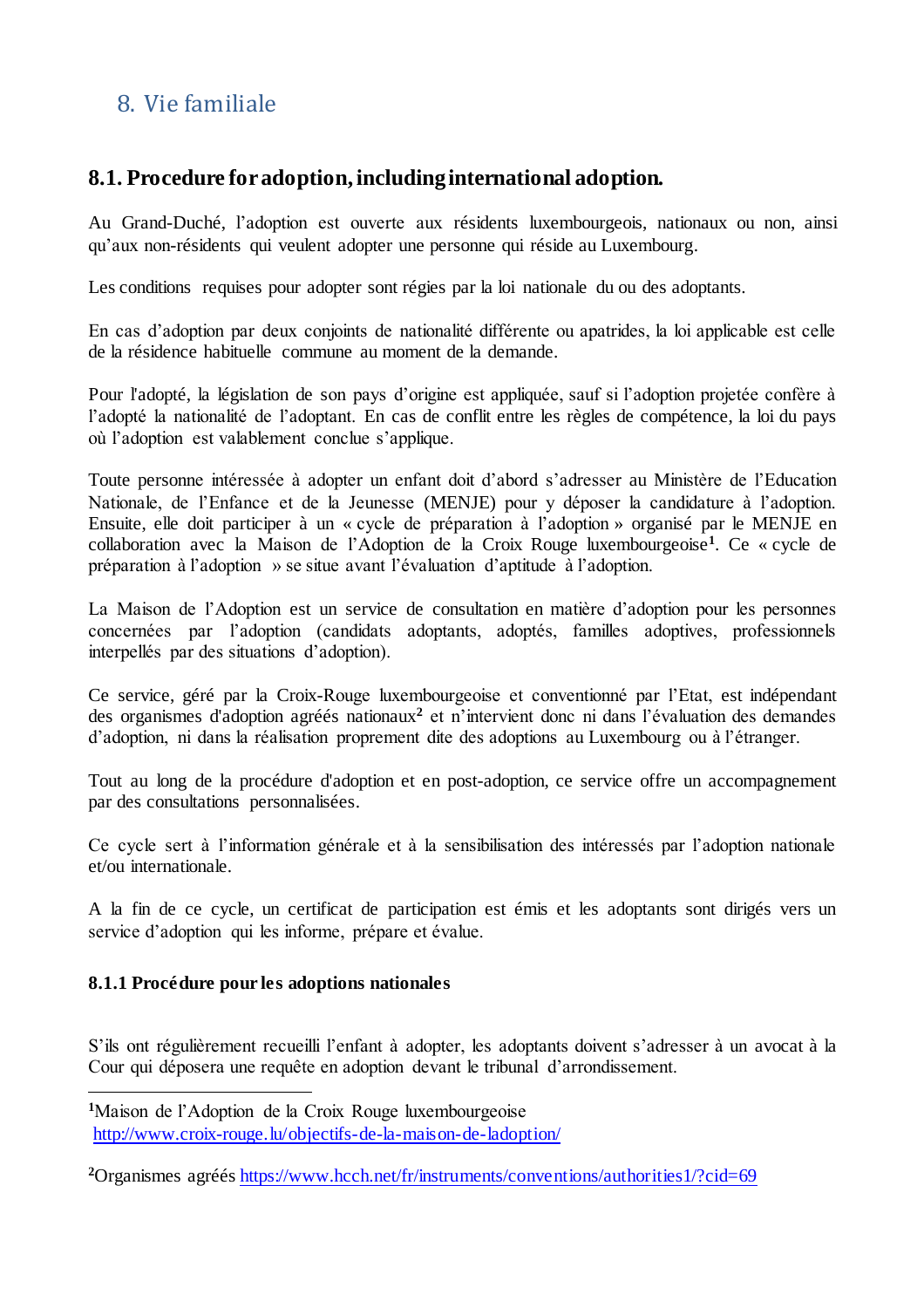## 8. Vie familiale

### 8.1. Procedure for adoption, including international adoption.

Au Grand-Duché, l'adoption est ouverte aux résidents luxembourgeois, nationaux ou non, ainsi qu'aux non-résidents qui veulent adopter une personne qui réside au Luxembourg.

Les conditions requises pour adopter sont régies par la loi nationale du ou des adoptants.

En cas d'adoption par deux conjoints de nationalité différente ou apatrides, la loi applicable est celle de la résidence habituelle commune au moment de la demande.

Pour l'adopté, la législation de son pays d'origine est appliquée, sauf si l'adoption projetée confère à l'adopté la nationalité de l'adoptant. En cas de conflit entre les règles de compétence, la loi du pays où l'adoption est valablement conclue s'applique.

Toute personne intéressée à adopter un enfant doit d'abord s'adresser au Ministère de l'Education Nationale, de l'Enfance et de la Jeunesse (MENJE) pour y déposer la candidature à l'adoption. Ensuite, elle doit participer à un « cycle de préparation à l'adoption » organisé par le MENJE en collaboration avec la Maison de l'Adoption de la Croix Rouge luxembourgeoise[1]. Ce « cycle de préparation à l'adoption » se situe avant l'évaluation d'aptitude à l'adoption.

La Maison de l'Adoption est un service de consultation en matière d'adoption pour les personnes concernées par l'adoption (candidats adoptants, adoptés, familles adoptives, professionnels interpellés par des situations d'adoption).

Ce service, géré par la Croix-Rouge luxembourgeoise et conventionné par l'Etat, est indépendant des organismes d'adoption agréés nationaux[2] et n'intervient donc ni dans l'évaluation des demandes d'adoption, ni dans la réalisation proprement dite des adoptions au Luxembourg ou à l'étranger.

Tout au long de la procédure d'adoption et en post-adoption, ce service offre un accompagnement par des consultations personnalisées.

Ce cycle sert à l'information générale et à la sensibilisation des intéressés par l'adoption nationale et/ou internationale.

A la fin de ce cycle, un certificat de participation est émis et les adoptants sont dirigés vers un service d'adoption qui les informe, prépare et évalue.

#### 8.1.1 Procédure pour les adoptions nationales

S'ils ont régulièrement recueilli l'enfant à adopter, les adoptants doivent s'adresser à un avocat à la Cour qui déposera une requête en adoption devant le tribunal d'arrondissement.

---

[1] Maison de l'Adoption de la Croix Rouge luxembourgeoise http://www.croix-rouge.lu/objectifs-de-la-maison-de-ladoption/

[2] Organismes agréés https://www.hcch.net/fr/instruments/conventions/authorities1/?cid=69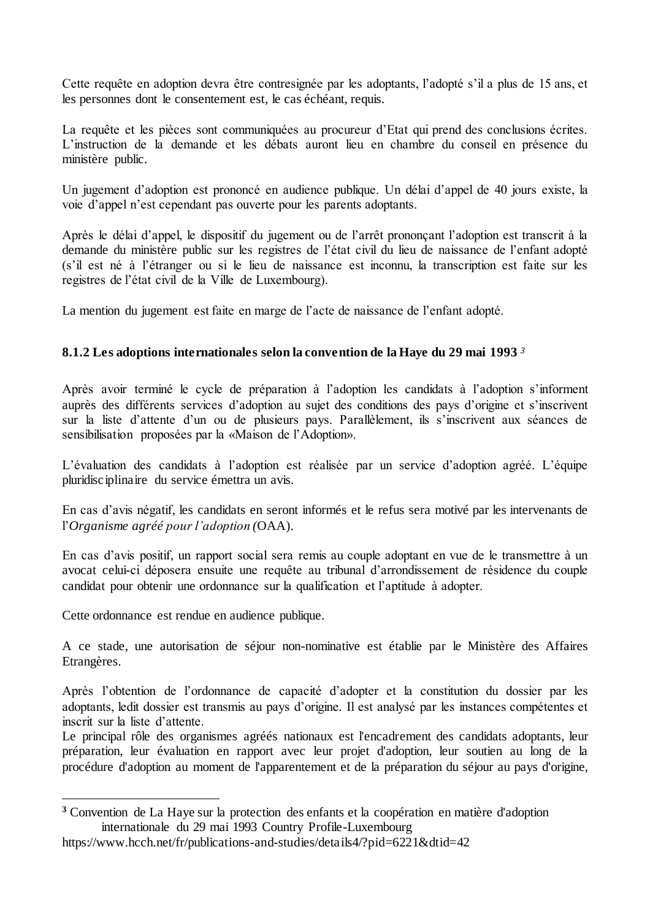Cette requête en adoption devra être contresignée par les adoptants, l'adopté s'il a plus de 15 ans, et les personnes dont le consentement est, le cas échéant, requis.

La requête et les pièces sont communiquées au procureur d'Etat qui prend des conclusions écrites. L'instruction de la demande et les débats auront lieu en chambre du conseil en présence du ministère public.

Un jugement d'adoption est prononcé en audience publique. Un délai d'appel de 40 jours existe, la voie d'appel n'est cependant pas ouverte pour les parents adoptants.

Après le délai d'appel, le dispositif du jugement ou de l'arrêt prononçant l'adoption est transcrit à la demande du ministère public sur les registres de l'état civil du lieu de naissance de l'enfant adopté (s'il est né à l'étranger ou si le lieu de naissance est inconnu, la transcription est faite sur les registres de l'état civil de la Ville de Luxembourg).

La mention du jugement est faite en marge de l'acte de naissance de l'enfant adopté.

### 8.1.2 Les adoptions internationales selon la convention de la Haye du 29 mai 1993 [3]

Après avoir terminé le cycle de préparation à l'adoption les candidats à l'adoption s'informent auprès des différents services d'adoption au sujet des conditions des pays d'origine et s'inscrivent sur la liste d'attente d'un ou de plusieurs pays. Parallèlement, ils s'inscrivent aux séances de sensibilisation proposées par la «Maison de l'Adoption».

L'évaluation des candidats à l'adoption est réalisée par un service d'adoption agréé. L'équipe pluridisciplinaire du service émettra un avis.

En cas d'avis négatif, les candidats en seront informés et le refus sera motivé par les intervenants de l'*Organisme agréé pour l'adoption* (OAA).

En cas d'avis positif, un rapport social sera remis au couple adoptant en vue de le transmettre à un avocat celui-ci déposera ensuite une requête au tribunal d'arrondissement de résidence du couple candidat pour obtenir une ordonnance sur la qualification et l'aptitude à adopter.

Cette ordonnance est rendue en audience publique.

A ce stade, une autorisation de séjour non-nominative est établie par le Ministère des Affaires Etrangères.

Après l'obtention de l'ordonnance de capacité d'adopter et la constitution du dossier par les adoptants, ledit dossier est transmis au pays d'origine. Il est analysé par les instances compétentes et inscrit sur la liste d'attente.
Le principal rôle des organismes agréés nationaux est l'encadrement des candidats adoptants, leur préparation, leur évaluation en rapport avec leur projet d'adoption, leur soutien au long de la procédure d'adoption au moment de l'apparentement et de la préparation du séjour au pays d'origine,

---

[3] Convention de La Haye sur la protection des enfants et la coopération en matière d'adoption internationale du 29 mai 1993 Country Profile-Luxembourg
https://www.hcch.net/fr/publications-and-studies/details4/?pid=6221&dtid=42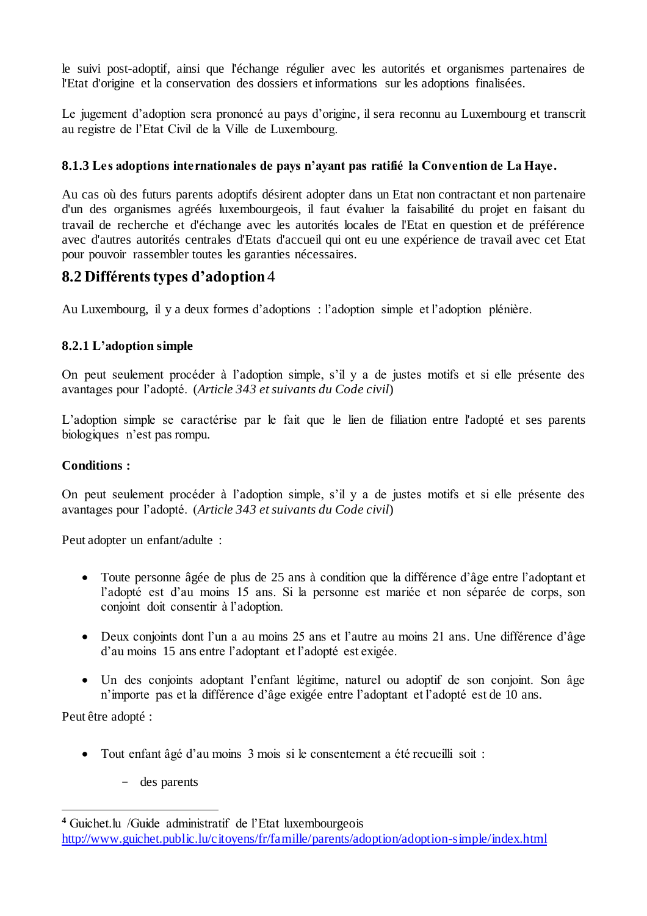le suivi post-adoptif, ainsi que l'échange régulier avec les autorités et organismes partenaires de l'Etat d'origine et la conservation des dossiers et informations sur les adoptions finalisées.

Le jugement d'adoption sera prononcé au pays d'origine, il sera reconnu au Luxembourg et transcrit au registre de l'Etat Civil de la Ville de Luxembourg.

#### 8.1.3 Les adoptions internationales de pays n'ayant pas ratifié la Convention de La Haye.

Au cas où des futurs parents adoptifs désirent adopter dans un Etat non contractant et non partenaire d'un des organismes agréés luxembourgeois, il faut évaluer la faisabilité du projet en faisant du travail de recherche et d'échange avec les autorités locales de l'Etat en question et de préférence avec d'autres autorités centrales d'Etats d'accueil qui ont eu une expérience de travail avec cet Etat pour pouvoir rassembler toutes les garanties nécessaires.

## 8.2 Différents types d'adoption [4]

Au Luxembourg, il y a deux formes d'adoptions : l'adoption simple et l'adoption plénière.

### 8.2.1 L'adoption simple

On peut seulement procéder à l'adoption simple, s'il y a de justes motifs et si elle présente des avantages pour l'adopté. (*Article 343 et suivants du Code civil*)

L'adoption simple se caractérise par le fait que le lien de filiation entre l'adopté et ses parents biologiques n'est pas rompu.

**Conditions :**

On peut seulement procéder à l'adoption simple, s'il y a de justes motifs et si elle présente des avantages pour l'adopté. (*Article 343 et suivants du Code civil*)

Peut adopter un enfant/adulte :

- Toute personne âgée de plus de 25 ans à condition que la différence d'âge entre l'adoptant et l'adopté est d'au moins 15 ans. Si la personne est mariée et non séparée de corps, son conjoint doit consentir à l'adoption.
- Deux conjoints dont l'un a au moins 25 ans et l'autre au moins 21 ans. Une différence d'âge d'au moins 15 ans entre l'adoptant et l'adopté est exigée.
- Un des conjoints adoptant l'enfant légitime, naturel ou adoptif de son conjoint. Son âge n'importe pas et la différence d'âge exigée entre l'adoptant et l'adopté est de 10 ans.

Peut être adopté :

- Tout enfant âgé d'au moins 3 mois si le consentement a été recueilli soit :
  - des parents

[4] Guichet.lu /Guide administratif de l'Etat luxembourgeois
http://www.guichet.public.lu/citoyens/fr/famille/parents/adoption/adoption-simple/index.html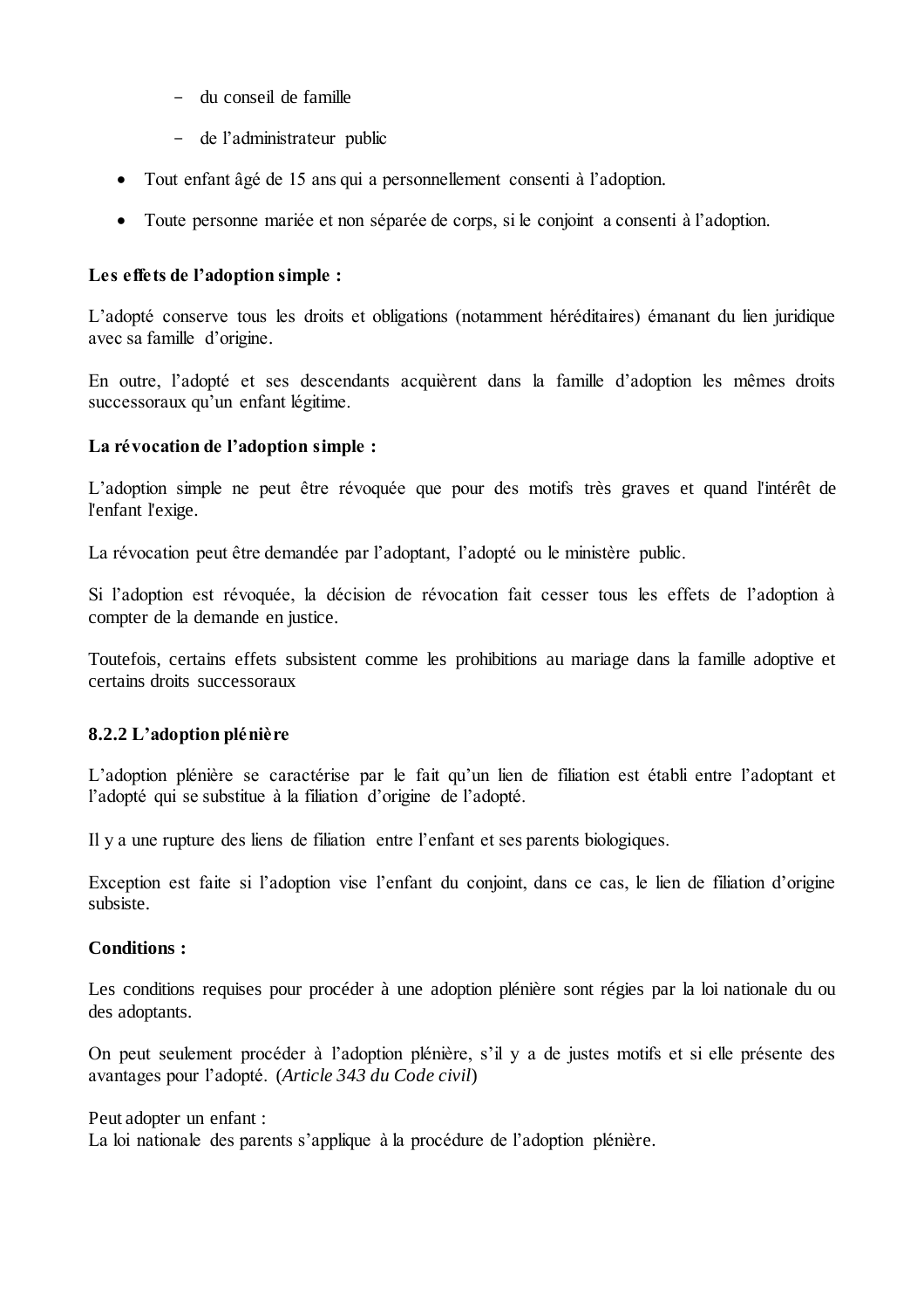- du conseil de famille
  - de l'administrateur public

- Tout enfant âgé de 15 ans qui a personnellement consenti à l'adoption.
- Toute personne mariée et non séparée de corps, si le conjoint a consenti à l'adoption.

**Les effets de l'adoption simple :**

L'adopté conserve tous les droits et obligations (notamment héréditaires) émanant du lien juridique avec sa famille d'origine.

En outre, l'adopté et ses descendants acquièrent dans la famille d'adoption les mêmes droits successoraux qu'un enfant légitime.

**La révocation de l'adoption simple :**

L'adoption simple ne peut être révoquée que pour des motifs très graves et quand l'intérêt de l'enfant l'exige.

La révocation peut être demandée par l'adoptant, l'adopté ou le ministère public.

Si l'adoption est révoquée, la décision de révocation fait cesser tous les effets de l'adoption à compter de la demande en justice.

Toutefois, certains effets subsistent comme les prohibitions au mariage dans la famille adoptive et certains droits successoraux

### 8.2.2 L'adoption plénière

L'adoption plénière se caractérise par le fait qu'un lien de filiation est établi entre l'adoptant et l'adopté qui se substitue à la filiation d'origine de l'adopté.

Il y a une rupture des liens de filiation entre l'enfant et ses parents biologiques.

Exception est faite si l'adoption vise l'enfant du conjoint, dans ce cas, le lien de filiation d'origine subsiste.

**Conditions :**

Les conditions requises pour procéder à une adoption plénière sont régies par la loi nationale du ou des adoptants.

On peut seulement procéder à l'adoption plénière, s'il y a de justes motifs et si elle présente des avantages pour l'adopté. (*Article 343 du Code civil*)

Peut adopter un enfant :
La loi nationale des parents s'applique à la procédure de l'adoption plénière.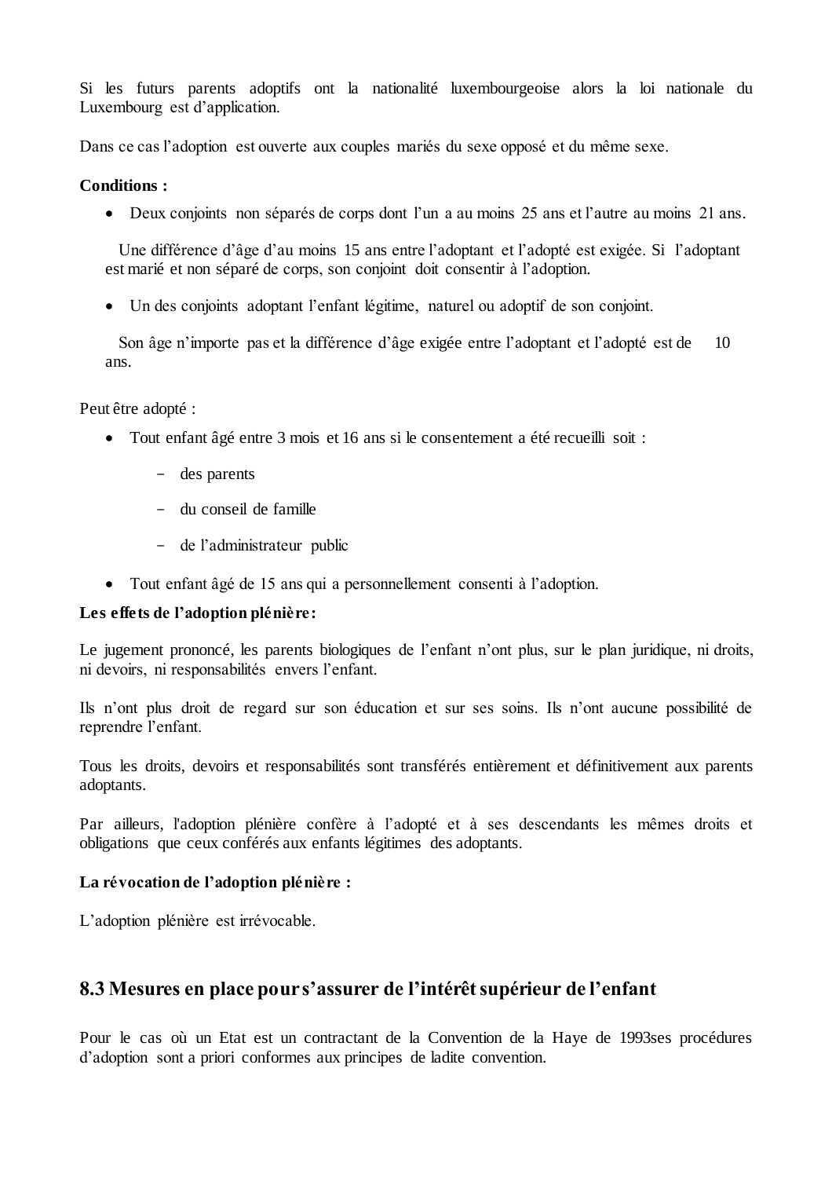Si les futurs parents adoptifs ont la nationalité luxembourgeoise alors la loi nationale du Luxembourg est d'application.

Dans ce cas l'adoption est ouverte aux couples mariés du sexe opposé et du même sexe.

**Conditions :**

- Deux conjoints non séparés de corps dont l'un a au moins 25 ans et l'autre au moins 21 ans.

  Une différence d'âge d'au moins 15 ans entre l'adoptant et l'adopté est exigée. Si l'adoptant est marié et non séparé de corps, son conjoint doit consentir à l'adoption.

- Un des conjoints adoptant l'enfant légitime, naturel ou adoptif de son conjoint.

  Son âge n'importe pas et la différence d'âge exigée entre l'adoptant et l'adopté est de 10 ans.

Peut être adopté :

- Tout enfant âgé entre 3 mois et 16 ans si le consentement a été recueilli soit :
  - des parents
  - du conseil de famille
  - de l'administrateur public
- Tout enfant âgé de 15 ans qui a personnellement consenti à l'adoption.

**Les effets de l'adoption plénière:**

Le jugement prononcé, les parents biologiques de l'enfant n'ont plus, sur le plan juridique, ni droits, ni devoirs, ni responsabilités envers l'enfant.

Ils n'ont plus droit de regard sur son éducation et sur ses soins. Ils n'ont aucune possibilité de reprendre l'enfant.

Tous les droits, devoirs et responsabilités sont transférés entièrement et définitivement aux parents adoptants.

Par ailleurs, l'adoption plénière confère à l'adopté et à ses descendants les mêmes droits et obligations que ceux conférés aux enfants légitimes des adoptants.

**La révocation de l'adoption plénière :**

L'adoption plénière est irrévocable.

## 8.3 Mesures en place pour s'assurer de l'intérêt supérieur de l'enfant

Pour le cas où un Etat est un contractant de la Convention de la Haye de 1993ses procédures d'adoption sont a priori conformes aux principes de ladite convention.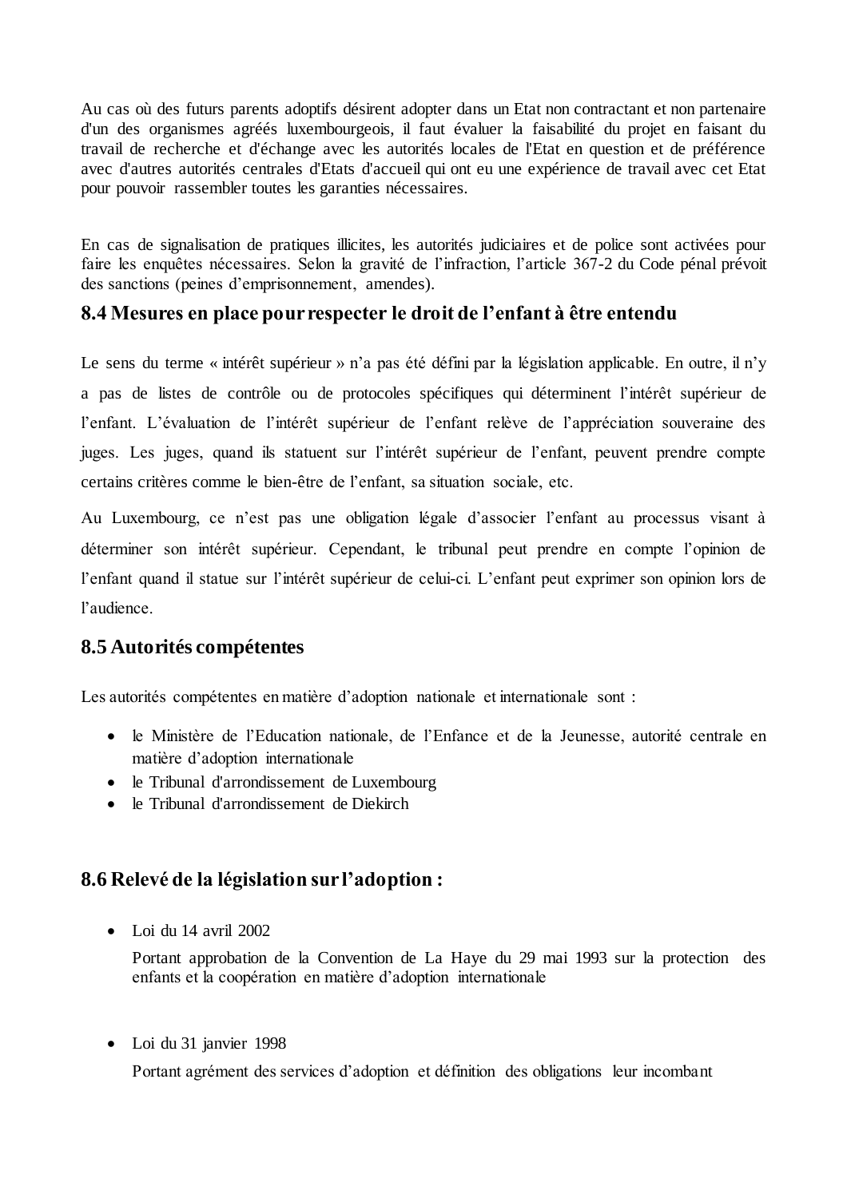Au cas où des futurs parents adoptifs désirent adopter dans un Etat non contractant et non partenaire d'un des organismes agréés luxembourgeois, il faut évaluer la faisabilité du projet en faisant du travail de recherche et d'échange avec les autorités locales de l'Etat en question et de préférence avec d'autres autorités centrales d'Etats d'accueil qui ont eu une expérience de travail avec cet Etat pour pouvoir rassembler toutes les garanties nécessaires.

En cas de signalisation de pratiques illicites, les autorités judiciaires et de police sont activées pour faire les enquêtes nécessaires. Selon la gravité de l'infraction, l'article 367-2 du Code pénal prévoit des sanctions (peines d'emprisonnement, amendes).

## 8.4 Mesures en place pour respecter le droit de l'enfant à être entendu

Le sens du terme « intérêt supérieur » n'a pas été défini par la législation applicable. En outre, il n'y a pas de listes de contrôle ou de protocoles spécifiques qui déterminent l'intérêt supérieur de l'enfant. L'évaluation de l'intérêt supérieur de l'enfant relève de l'appréciation souveraine des juges. Les juges, quand ils statuent sur l'intérêt supérieur de l'enfant, peuvent prendre compte certains critères comme le bien-être de l'enfant, sa situation sociale, etc.

Au Luxembourg, ce n'est pas une obligation légale d'associer l'enfant au processus visant à déterminer son intérêt supérieur. Cependant, le tribunal peut prendre en compte l'opinion de l'enfant quand il statue sur l'intérêt supérieur de celui-ci. L'enfant peut exprimer son opinion lors de l'audience.

## 8.5 Autorités compétentes

Les autorités compétentes en matière d'adoption nationale et internationale sont :

- le Ministère de l'Education nationale, de l'Enfance et de la Jeunesse, autorité centrale en matière d'adoption internationale
- le Tribunal d'arrondissement de Luxembourg
- le Tribunal d'arrondissement de Diekirch

## 8.6 Relevé de la législation sur l'adoption :

- Loi du 14 avril 2002

  Portant approbation de la Convention de La Haye du 29 mai 1993 sur la protection des enfants et la coopération en matière d'adoption internationale

- Loi du 31 janvier 1998

  Portant agrément des services d'adoption et définition des obligations leur incombant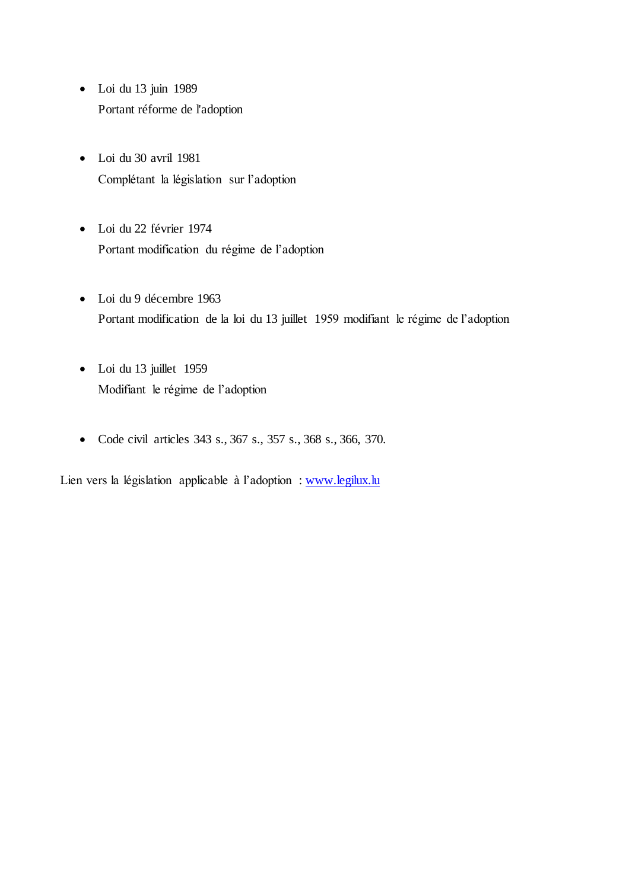- Loi du 13 juin 1989
  Portant réforme de l'adoption

- Loi du 30 avril 1981
  Complétant la législation sur l'adoption

- Loi du 22 février 1974
  Portant modification du régime de l'adoption

- Loi du 9 décembre 1963
  Portant modification de la loi du 13 juillet 1959 modifiant le régime de l'adoption

- Loi du 13 juillet 1959
  Modifiant le régime de l'adoption

- Code civil articles 343 s., 367 s., 357 s., 368 s., 366, 370.

Lien vers la législation applicable à l'adoption : [www.legilux.lu](http://www.legilux.lu)